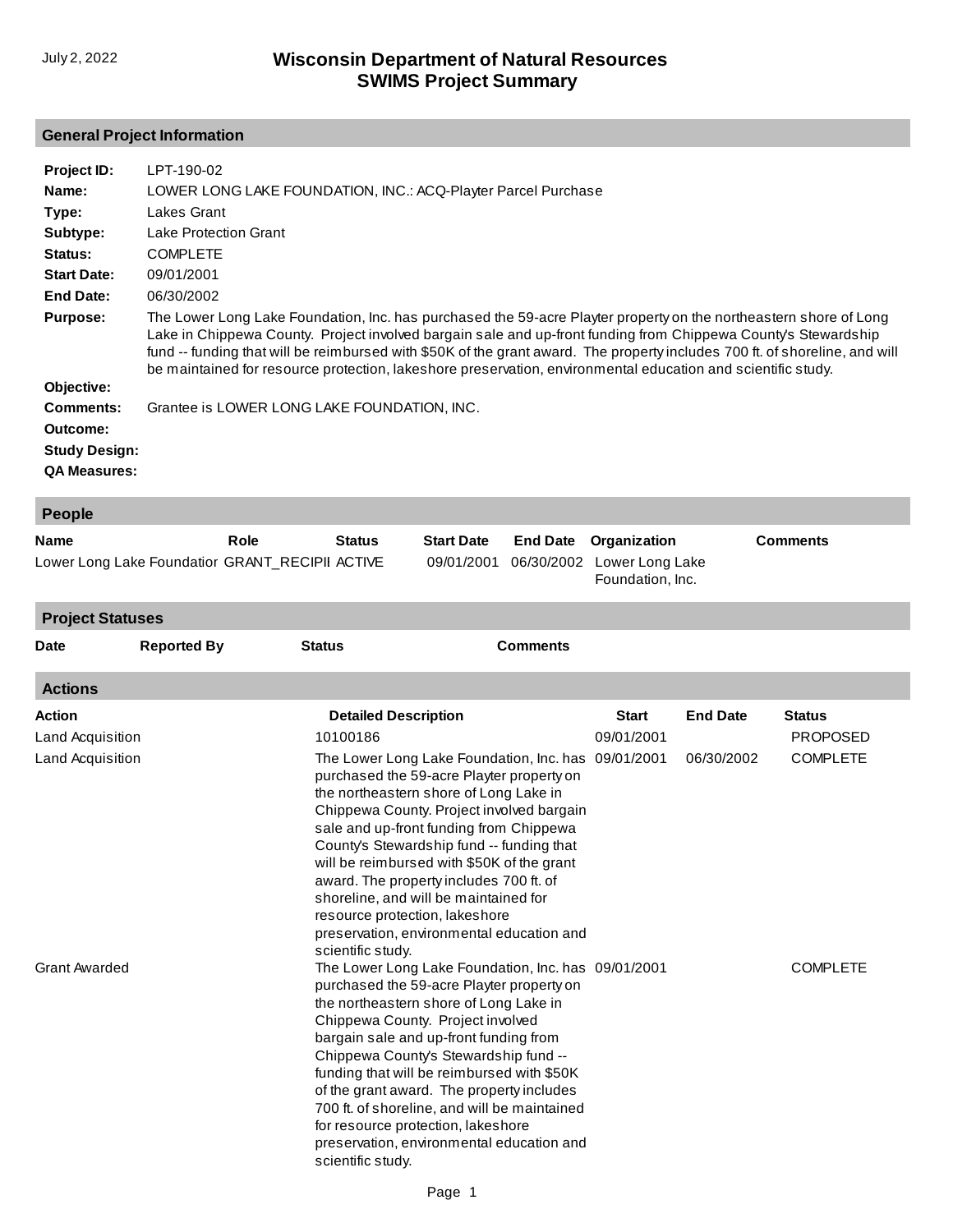July 2, 2022

# Wisconsin Department of Natural Resources
# SWIMS Project Summary

## General Project Information

**Project ID:** LPT-190-02

**Name:** LOWER LONG LAKE FOUNDATION, INC.: ACQ-Playter Parcel Purchase

**Type:** Lakes Grant

**Subtype:** Lake Protection Grant

**Status:** COMPLETE

**Start Date:** 09/01/2001

**End Date:** 06/30/2002

**Purpose:** The Lower Long Lake Foundation, Inc. has purchased the 59-acre Playter property on the northeastern shore of Long Lake in Chippewa County. Project involved bargain sale and up-front funding from Chippewa County's Stewardship fund -- funding that will be reimbursed with $50K of the grant award. The property includes 700 ft. of shoreline, and will be maintained for resource protection, lakeshore preservation, environmental education and scientific study.

**Objective:**

**Comments:** Grantee is LOWER LONG LAKE FOUNDATION, INC.

**Outcome:**

**Study Design:**

**QA Measures:**

## People

| Name | Role | Status | Start Date | End Date | Organization | Comments |
|---|---|---|---|---|---|---|
| Lower Long Lake Foundatior | GRANT_RECIPII | ACTIVE | 09/01/2001 | 06/30/2002 | Lower Long Lake Foundation, Inc. | |

## Project Statuses

| Date | Reported By | Status | Comments |
|---|---|---|---|

## Actions

| Action | Detailed Description | Start | End Date | Status |
|---|---|---|---|---|
| Land Acquisition | 10100186 | 09/01/2001 | | PROPOSED |
| Land Acquisition | The Lower Long Lake Foundation, Inc. has purchased the 59-acre Playter property on the northeastern shore of Long Lake in Chippewa County. Project involved bargain sale and up-front funding from Chippewa County's Stewardship fund -- funding that will be reimbursed with $50K of the grant award. The property includes 700 ft. of shoreline, and will be maintained for resource protection, lakeshore preservation, environmental education and scientific study. | 09/01/2001 | 06/30/2002 | COMPLETE |
| Grant Awarded | The Lower Long Lake Foundation, Inc. has purchased the 59-acre Playter property on the northeastern shore of Long Lake in Chippewa County. Project involved bargain sale and up-front funding from Chippewa County's Stewardship fund -- funding that will be reimbursed with $50K of the grant award. The property includes 700 ft. of shoreline, and will be maintained for resource protection, lakeshore preservation, environmental education and scientific study. | 09/01/2001 | | COMPLETE |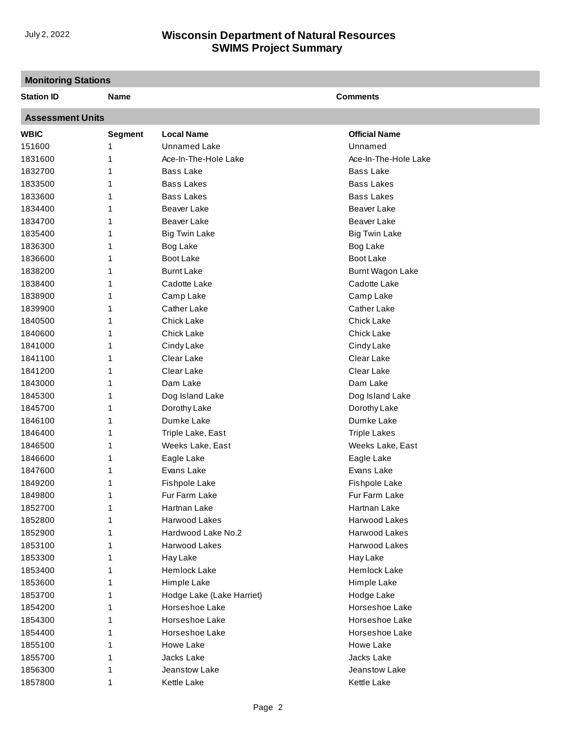## Monitoring Stations

| Station ID | Name | Comments |
|---|---|---|

## Assessment Units

| WBIC | Segment | Local Name | Official Name |
|---|---|---|---|
| 151600 | 1 | Unnamed Lake | Unnamed |
| 1831600 | 1 | Ace-In-The-Hole Lake | Ace-In-The-Hole Lake |
| 1832700 | 1 | Bass Lake | Bass Lake |
| 1833500 | 1 | Bass Lakes | Bass Lakes |
| 1833600 | 1 | Bass Lakes | Bass Lakes |
| 1834400 | 1 | Beaver Lake | Beaver Lake |
| 1834700 | 1 | Beaver Lake | Beaver Lake |
| 1835400 | 1 | Big Twin Lake | Big Twin Lake |
| 1836300 | 1 | Bog Lake | Bog Lake |
| 1836600 | 1 | Boot Lake | Boot Lake |
| 1838200 | 1 | Burnt Lake | Burnt Wagon Lake |
| 1838400 | 1 | Cadotte Lake | Cadotte Lake |
| 1838900 | 1 | Camp Lake | Camp Lake |
| 1839900 | 1 | Cather Lake | Cather Lake |
| 1840500 | 1 | Chick Lake | Chick Lake |
| 1840600 | 1 | Chick Lake | Chick Lake |
| 1841000 | 1 | Cindy Lake | Cindy Lake |
| 1841100 | 1 | Clear Lake | Clear Lake |
| 1841200 | 1 | Clear Lake | Clear Lake |
| 1843000 | 1 | Dam Lake | Dam Lake |
| 1845300 | 1 | Dog Island Lake | Dog Island Lake |
| 1845700 | 1 | Dorothy Lake | Dorothy Lake |
| 1846100 | 1 | Dumke Lake | Dumke Lake |
| 1846400 | 1 | Triple Lake, East | Triple Lakes |
| 1846500 | 1 | Weeks Lake, East | Weeks Lake, East |
| 1846600 | 1 | Eagle Lake | Eagle Lake |
| 1847600 | 1 | Evans Lake | Evans Lake |
| 1849200 | 1 | Fishpole Lake | Fishpole Lake |
| 1849800 | 1 | Fur Farm Lake | Fur Farm Lake |
| 1852700 | 1 | Hartnan Lake | Hartnan Lake |
| 1852800 | 1 | Harwood Lakes | Harwood Lakes |
| 1852900 | 1 | Hardwood Lake No.2 | Harwood Lakes |
| 1853100 | 1 | Harwood Lakes | Harwood Lakes |
| 1853300 | 1 | Hay Lake | Hay Lake |
| 1853400 | 1 | Hemlock Lake | Hemlock Lake |
| 1853600 | 1 | Himple Lake | Himple Lake |
| 1853700 | 1 | Hodge Lake (Lake Harriet) | Hodge Lake |
| 1854200 | 1 | Horseshoe Lake | Horseshoe Lake |
| 1854300 | 1 | Horseshoe Lake | Horseshoe Lake |
| 1854400 | 1 | Horseshoe Lake | Horseshoe Lake |
| 1855100 | 1 | Howe Lake | Howe Lake |
| 1855700 | 1 | Jacks Lake | Jacks Lake |
| 1856300 | 1 | Jeanstow Lake | Jeanstow Lake |
| 1857800 | 1 | Kettle Lake | Kettle Lake |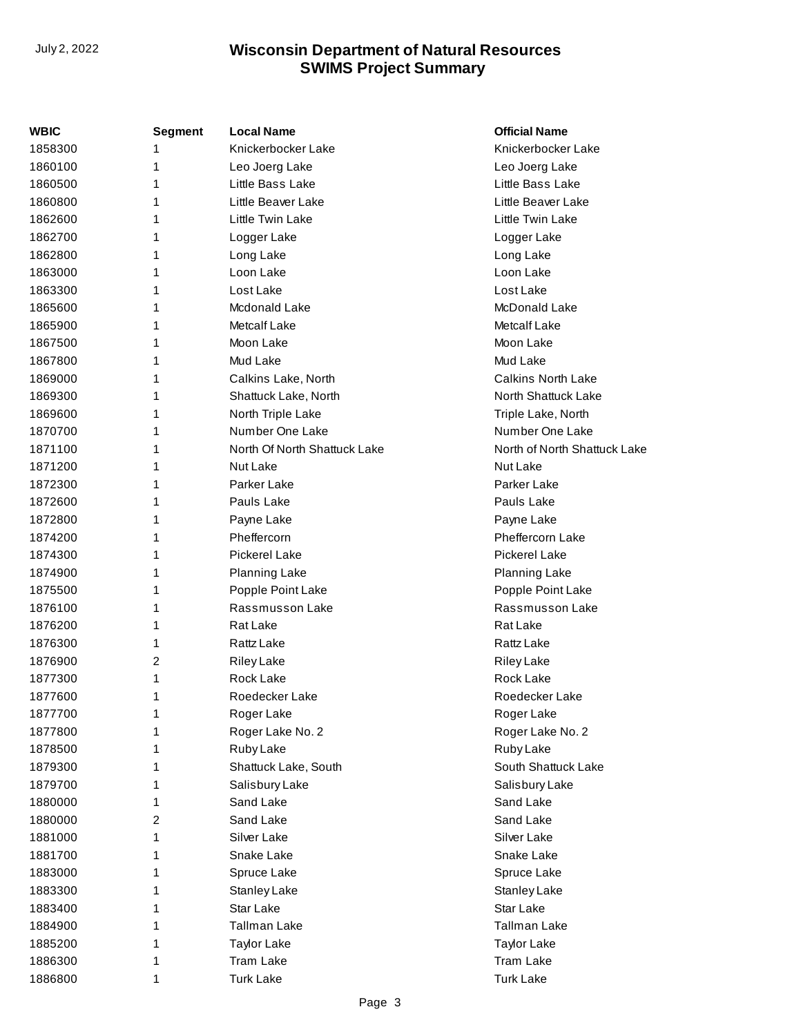| WBIC | Segment | Local Name | Official Name |
| --- | --- | --- | --- |
| 1858300 | 1 | Knickerbocker Lake | Knickerbocker Lake |
| 1860100 | 1 | Leo Joerg Lake | Leo Joerg Lake |
| 1860500 | 1 | Little Bass Lake | Little Bass Lake |
| 1860800 | 1 | Little Beaver Lake | Little Beaver Lake |
| 1862600 | 1 | Little Twin Lake | Little Twin Lake |
| 1862700 | 1 | Logger Lake | Logger Lake |
| 1862800 | 1 | Long Lake | Long Lake |
| 1863000 | 1 | Loon Lake | Loon Lake |
| 1863300 | 1 | Lost Lake | Lost Lake |
| 1865600 | 1 | Mcdonald Lake | McDonald Lake |
| 1865900 | 1 | Metcalf Lake | Metcalf Lake |
| 1867500 | 1 | Moon Lake | Moon Lake |
| 1867800 | 1 | Mud Lake | Mud Lake |
| 1869000 | 1 | Calkins Lake, North | Calkins North Lake |
| 1869300 | 1 | Shattuck Lake, North | North Shattuck Lake |
| 1869600 | 1 | North Triple Lake | Triple Lake, North |
| 1870700 | 1 | Number One Lake | Number One Lake |
| 1871100 | 1 | North Of North Shattuck Lake | North of North Shattuck Lake |
| 1871200 | 1 | Nut Lake | Nut Lake |
| 1872300 | 1 | Parker Lake | Parker Lake |
| 1872600 | 1 | Pauls Lake | Pauls Lake |
| 1872800 | 1 | Payne Lake | Payne Lake |
| 1874200 | 1 | Pheffercorn | Pheffercorn Lake |
| 1874300 | 1 | Pickerel Lake | Pickerel Lake |
| 1874900 | 1 | Planning Lake | Planning Lake |
| 1875500 | 1 | Popple Point Lake | Popple Point Lake |
| 1876100 | 1 | Rassmusson Lake | Rassmusson Lake |
| 1876200 | 1 | Rat Lake | Rat Lake |
| 1876300 | 1 | Rattz Lake | Rattz Lake |
| 1876900 | 2 | Riley Lake | Riley Lake |
| 1877300 | 1 | Rock Lake | Rock Lake |
| 1877600 | 1 | Roedecker Lake | Roedecker Lake |
| 1877700 | 1 | Roger Lake | Roger Lake |
| 1877800 | 1 | Roger Lake No. 2 | Roger Lake No. 2 |
| 1878500 | 1 | Ruby Lake | Ruby Lake |
| 1879300 | 1 | Shattuck Lake, South | South Shattuck Lake |
| 1879700 | 1 | Salisbury Lake | Salisbury Lake |
| 1880000 | 1 | Sand Lake | Sand Lake |
| 1880000 | 2 | Sand Lake | Sand Lake |
| 1881000 | 1 | Silver Lake | Silver Lake |
| 1881700 | 1 | Snake Lake | Snake Lake |
| 1883000 | 1 | Spruce Lake | Spruce Lake |
| 1883300 | 1 | Stanley Lake | Stanley Lake |
| 1883400 | 1 | Star Lake | Star Lake |
| 1884900 | 1 | Tallman Lake | Tallman Lake |
| 1885200 | 1 | Taylor Lake | Taylor Lake |
| 1886300 | 1 | Tram Lake | Tram Lake |
| 1886800 | 1 | Turk Lake | Turk Lake |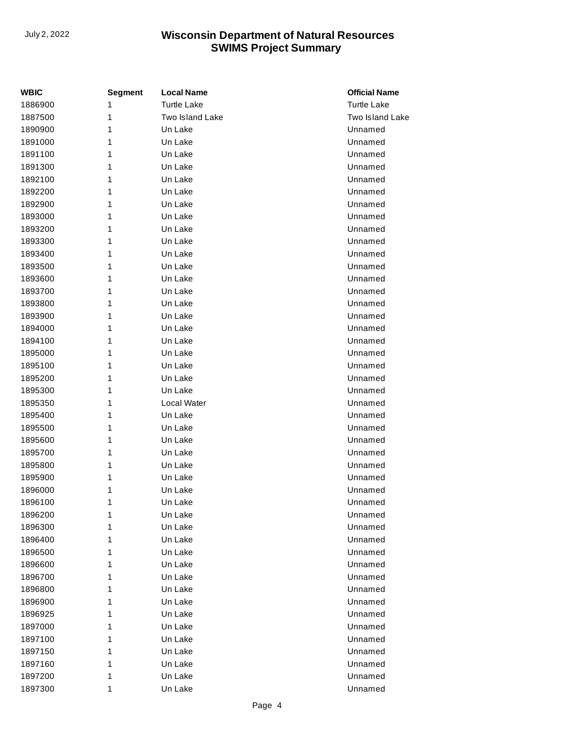| WBIC | Segment | Local Name | Official Name |
|---|---|---|---|
| 1886900 | 1 | Turtle Lake | Turtle Lake |
| 1887500 | 1 | Two Island Lake | Two Island Lake |
| 1890900 | 1 | Un Lake | Unnamed |
| 1891000 | 1 | Un Lake | Unnamed |
| 1891100 | 1 | Un Lake | Unnamed |
| 1891300 | 1 | Un Lake | Unnamed |
| 1892100 | 1 | Un Lake | Unnamed |
| 1892200 | 1 | Un Lake | Unnamed |
| 1892900 | 1 | Un Lake | Unnamed |
| 1893000 | 1 | Un Lake | Unnamed |
| 1893200 | 1 | Un Lake | Unnamed |
| 1893300 | 1 | Un Lake | Unnamed |
| 1893400 | 1 | Un Lake | Unnamed |
| 1893500 | 1 | Un Lake | Unnamed |
| 1893600 | 1 | Un Lake | Unnamed |
| 1893700 | 1 | Un Lake | Unnamed |
| 1893800 | 1 | Un Lake | Unnamed |
| 1893900 | 1 | Un Lake | Unnamed |
| 1894000 | 1 | Un Lake | Unnamed |
| 1894100 | 1 | Un Lake | Unnamed |
| 1895000 | 1 | Un Lake | Unnamed |
| 1895100 | 1 | Un Lake | Unnamed |
| 1895200 | 1 | Un Lake | Unnamed |
| 1895300 | 1 | Un Lake | Unnamed |
| 1895350 | 1 | Local Water | Unnamed |
| 1895400 | 1 | Un Lake | Unnamed |
| 1895500 | 1 | Un Lake | Unnamed |
| 1895600 | 1 | Un Lake | Unnamed |
| 1895700 | 1 | Un Lake | Unnamed |
| 1895800 | 1 | Un Lake | Unnamed |
| 1895900 | 1 | Un Lake | Unnamed |
| 1896000 | 1 | Un Lake | Unnamed |
| 1896100 | 1 | Un Lake | Unnamed |
| 1896200 | 1 | Un Lake | Unnamed |
| 1896300 | 1 | Un Lake | Unnamed |
| 1896400 | 1 | Un Lake | Unnamed |
| 1896500 | 1 | Un Lake | Unnamed |
| 1896600 | 1 | Un Lake | Unnamed |
| 1896700 | 1 | Un Lake | Unnamed |
| 1896800 | 1 | Un Lake | Unnamed |
| 1896900 | 1 | Un Lake | Unnamed |
| 1896925 | 1 | Un Lake | Unnamed |
| 1897000 | 1 | Un Lake | Unnamed |
| 1897100 | 1 | Un Lake | Unnamed |
| 1897150 | 1 | Un Lake | Unnamed |
| 1897160 | 1 | Un Lake | Unnamed |
| 1897200 | 1 | Un Lake | Unnamed |
| 1897300 | 1 | Un Lake | Unnamed |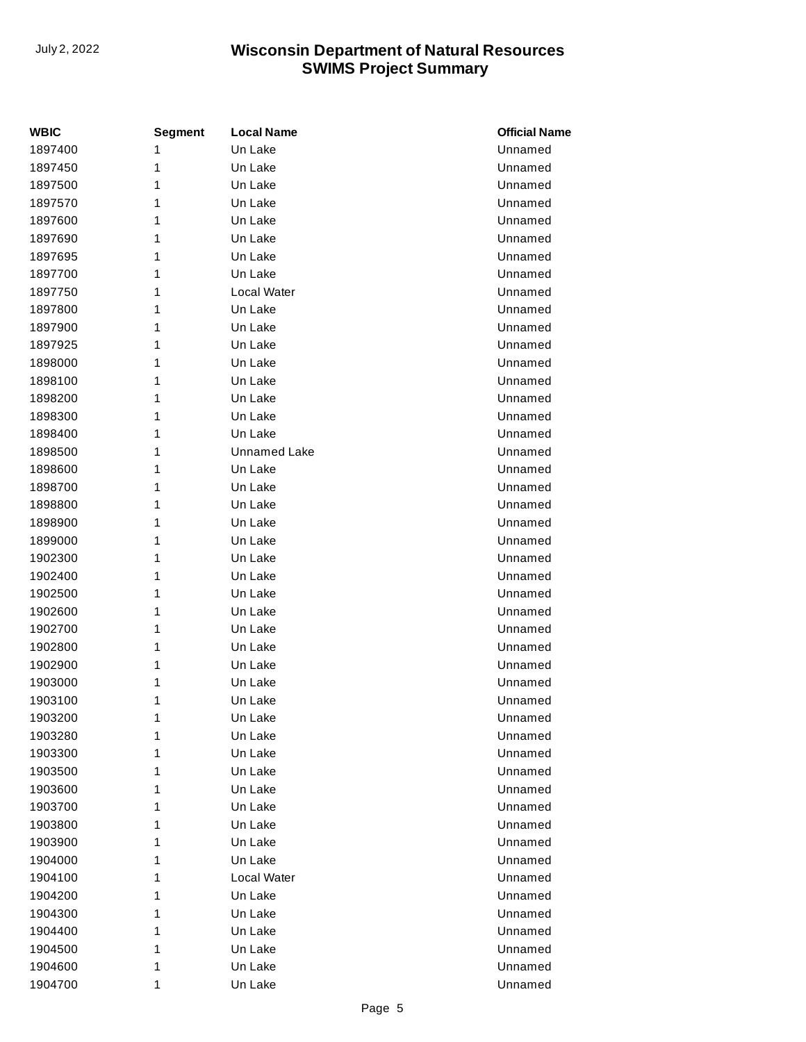| WBIC | Segment | Local Name | Official Name |
|---|---|---|---|
| 1897400 | 1 | Un Lake | Unnamed |
| 1897450 | 1 | Un Lake | Unnamed |
| 1897500 | 1 | Un Lake | Unnamed |
| 1897570 | 1 | Un Lake | Unnamed |
| 1897600 | 1 | Un Lake | Unnamed |
| 1897690 | 1 | Un Lake | Unnamed |
| 1897695 | 1 | Un Lake | Unnamed |
| 1897700 | 1 | Un Lake | Unnamed |
| 1897750 | 1 | Local Water | Unnamed |
| 1897800 | 1 | Un Lake | Unnamed |
| 1897900 | 1 | Un Lake | Unnamed |
| 1897925 | 1 | Un Lake | Unnamed |
| 1898000 | 1 | Un Lake | Unnamed |
| 1898100 | 1 | Un Lake | Unnamed |
| 1898200 | 1 | Un Lake | Unnamed |
| 1898300 | 1 | Un Lake | Unnamed |
| 1898400 | 1 | Un Lake | Unnamed |
| 1898500 | 1 | Unnamed Lake | Unnamed |
| 1898600 | 1 | Un Lake | Unnamed |
| 1898700 | 1 | Un Lake | Unnamed |
| 1898800 | 1 | Un Lake | Unnamed |
| 1898900 | 1 | Un Lake | Unnamed |
| 1899000 | 1 | Un Lake | Unnamed |
| 1902300 | 1 | Un Lake | Unnamed |
| 1902400 | 1 | Un Lake | Unnamed |
| 1902500 | 1 | Un Lake | Unnamed |
| 1902600 | 1 | Un Lake | Unnamed |
| 1902700 | 1 | Un Lake | Unnamed |
| 1902800 | 1 | Un Lake | Unnamed |
| 1902900 | 1 | Un Lake | Unnamed |
| 1903000 | 1 | Un Lake | Unnamed |
| 1903100 | 1 | Un Lake | Unnamed |
| 1903200 | 1 | Un Lake | Unnamed |
| 1903280 | 1 | Un Lake | Unnamed |
| 1903300 | 1 | Un Lake | Unnamed |
| 1903500 | 1 | Un Lake | Unnamed |
| 1903600 | 1 | Un Lake | Unnamed |
| 1903700 | 1 | Un Lake | Unnamed |
| 1903800 | 1 | Un Lake | Unnamed |
| 1903900 | 1 | Un Lake | Unnamed |
| 1904000 | 1 | Un Lake | Unnamed |
| 1904100 | 1 | Local Water | Unnamed |
| 1904200 | 1 | Un Lake | Unnamed |
| 1904300 | 1 | Un Lake | Unnamed |
| 1904400 | 1 | Un Lake | Unnamed |
| 1904500 | 1 | Un Lake | Unnamed |
| 1904600 | 1 | Un Lake | Unnamed |
| 1904700 | 1 | Un Lake | Unnamed |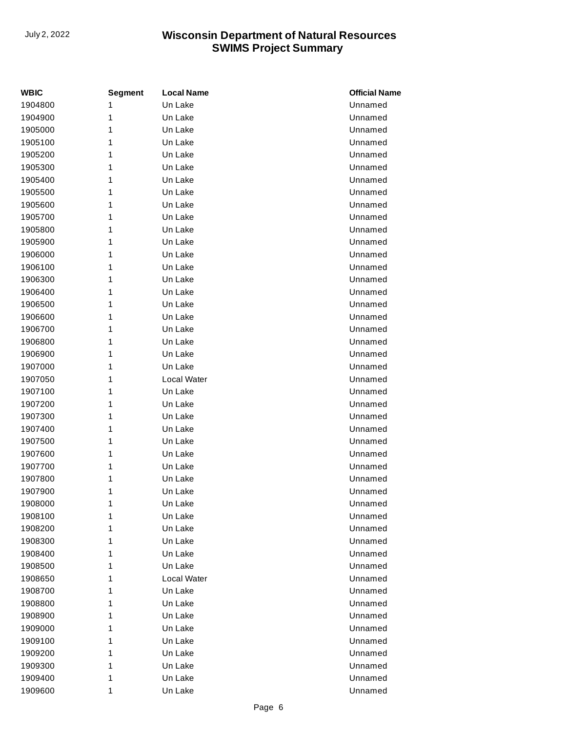| WBIC | Segment | Local Name | Official Name |
|---|---|---|---|
| 1904800 | 1 | Un Lake | Unnamed |
| 1904900 | 1 | Un Lake | Unnamed |
| 1905000 | 1 | Un Lake | Unnamed |
| 1905100 | 1 | Un Lake | Unnamed |
| 1905200 | 1 | Un Lake | Unnamed |
| 1905300 | 1 | Un Lake | Unnamed |
| 1905400 | 1 | Un Lake | Unnamed |
| 1905500 | 1 | Un Lake | Unnamed |
| 1905600 | 1 | Un Lake | Unnamed |
| 1905700 | 1 | Un Lake | Unnamed |
| 1905800 | 1 | Un Lake | Unnamed |
| 1905900 | 1 | Un Lake | Unnamed |
| 1906000 | 1 | Un Lake | Unnamed |
| 1906100 | 1 | Un Lake | Unnamed |
| 1906300 | 1 | Un Lake | Unnamed |
| 1906400 | 1 | Un Lake | Unnamed |
| 1906500 | 1 | Un Lake | Unnamed |
| 1906600 | 1 | Un Lake | Unnamed |
| 1906700 | 1 | Un Lake | Unnamed |
| 1906800 | 1 | Un Lake | Unnamed |
| 1906900 | 1 | Un Lake | Unnamed |
| 1907000 | 1 | Un Lake | Unnamed |
| 1907050 | 1 | Local Water | Unnamed |
| 1907100 | 1 | Un Lake | Unnamed |
| 1907200 | 1 | Un Lake | Unnamed |
| 1907300 | 1 | Un Lake | Unnamed |
| 1907400 | 1 | Un Lake | Unnamed |
| 1907500 | 1 | Un Lake | Unnamed |
| 1907600 | 1 | Un Lake | Unnamed |
| 1907700 | 1 | Un Lake | Unnamed |
| 1907800 | 1 | Un Lake | Unnamed |
| 1907900 | 1 | Un Lake | Unnamed |
| 1908000 | 1 | Un Lake | Unnamed |
| 1908100 | 1 | Un Lake | Unnamed |
| 1908200 | 1 | Un Lake | Unnamed |
| 1908300 | 1 | Un Lake | Unnamed |
| 1908400 | 1 | Un Lake | Unnamed |
| 1908500 | 1 | Un Lake | Unnamed |
| 1908650 | 1 | Local Water | Unnamed |
| 1908700 | 1 | Un Lake | Unnamed |
| 1908800 | 1 | Un Lake | Unnamed |
| 1908900 | 1 | Un Lake | Unnamed |
| 1909000 | 1 | Un Lake | Unnamed |
| 1909100 | 1 | Un Lake | Unnamed |
| 1909200 | 1 | Un Lake | Unnamed |
| 1909300 | 1 | Un Lake | Unnamed |
| 1909400 | 1 | Un Lake | Unnamed |
| 1909600 | 1 | Un Lake | Unnamed |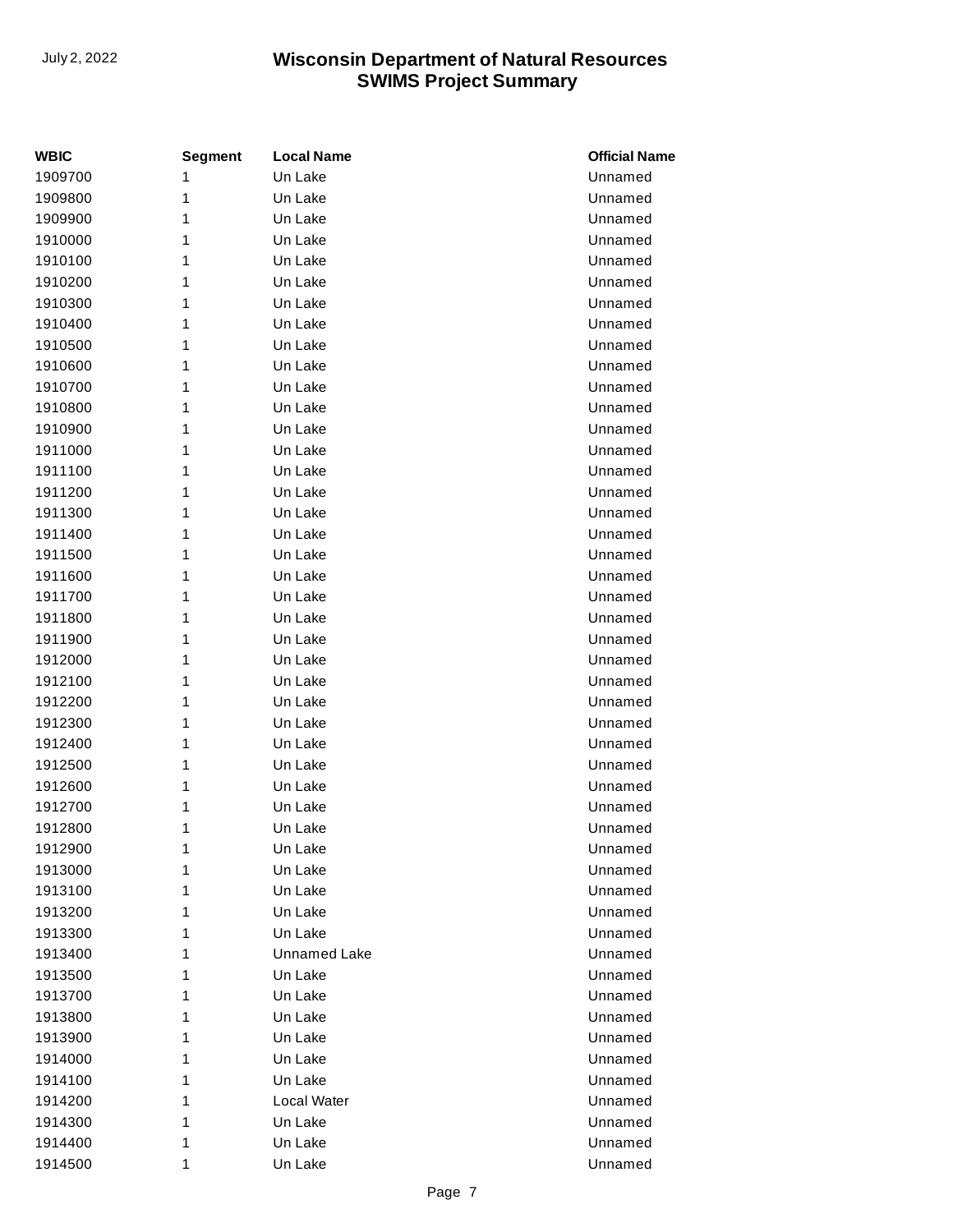| WBIC | Segment | Local Name | Official Name |
|---|---|---|---|
| 1909700 | 1 | Un Lake | Unnamed |
| 1909800 | 1 | Un Lake | Unnamed |
| 1909900 | 1 | Un Lake | Unnamed |
| 1910000 | 1 | Un Lake | Unnamed |
| 1910100 | 1 | Un Lake | Unnamed |
| 1910200 | 1 | Un Lake | Unnamed |
| 1910300 | 1 | Un Lake | Unnamed |
| 1910400 | 1 | Un Lake | Unnamed |
| 1910500 | 1 | Un Lake | Unnamed |
| 1910600 | 1 | Un Lake | Unnamed |
| 1910700 | 1 | Un Lake | Unnamed |
| 1910800 | 1 | Un Lake | Unnamed |
| 1910900 | 1 | Un Lake | Unnamed |
| 1911000 | 1 | Un Lake | Unnamed |
| 1911100 | 1 | Un Lake | Unnamed |
| 1911200 | 1 | Un Lake | Unnamed |
| 1911300 | 1 | Un Lake | Unnamed |
| 1911400 | 1 | Un Lake | Unnamed |
| 1911500 | 1 | Un Lake | Unnamed |
| 1911600 | 1 | Un Lake | Unnamed |
| 1911700 | 1 | Un Lake | Unnamed |
| 1911800 | 1 | Un Lake | Unnamed |
| 1911900 | 1 | Un Lake | Unnamed |
| 1912000 | 1 | Un Lake | Unnamed |
| 1912100 | 1 | Un Lake | Unnamed |
| 1912200 | 1 | Un Lake | Unnamed |
| 1912300 | 1 | Un Lake | Unnamed |
| 1912400 | 1 | Un Lake | Unnamed |
| 1912500 | 1 | Un Lake | Unnamed |
| 1912600 | 1 | Un Lake | Unnamed |
| 1912700 | 1 | Un Lake | Unnamed |
| 1912800 | 1 | Un Lake | Unnamed |
| 1912900 | 1 | Un Lake | Unnamed |
| 1913000 | 1 | Un Lake | Unnamed |
| 1913100 | 1 | Un Lake | Unnamed |
| 1913200 | 1 | Un Lake | Unnamed |
| 1913300 | 1 | Un Lake | Unnamed |
| 1913400 | 1 | Unnamed Lake | Unnamed |
| 1913500 | 1 | Un Lake | Unnamed |
| 1913700 | 1 | Un Lake | Unnamed |
| 1913800 | 1 | Un Lake | Unnamed |
| 1913900 | 1 | Un Lake | Unnamed |
| 1914000 | 1 | Un Lake | Unnamed |
| 1914100 | 1 | Un Lake | Unnamed |
| 1914200 | 1 | Local Water | Unnamed |
| 1914300 | 1 | Un Lake | Unnamed |
| 1914400 | 1 | Un Lake | Unnamed |
| 1914500 | 1 | Un Lake | Unnamed |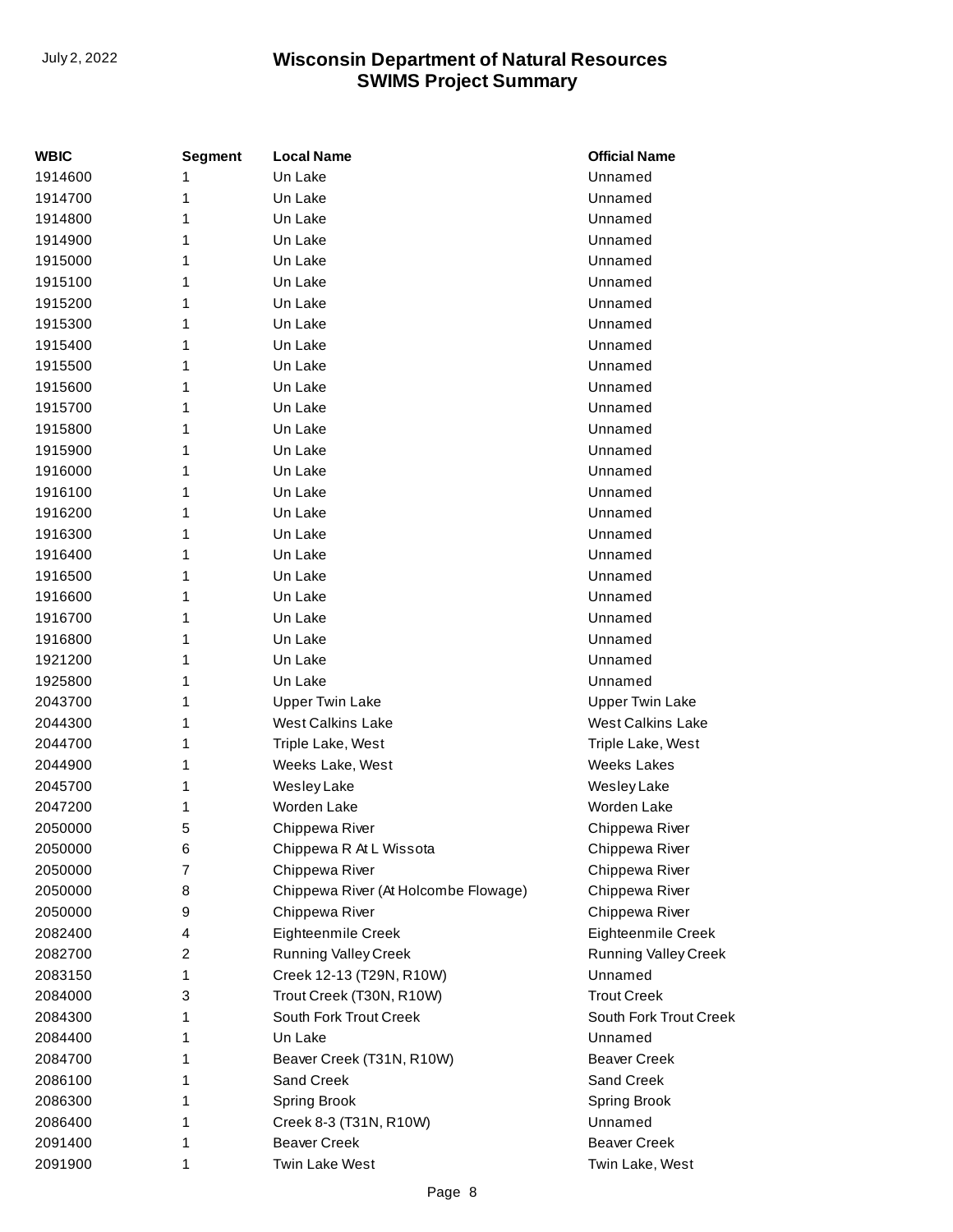| WBIC | Segment | Local Name | Official Name |
| --- | --- | --- | --- |
| 1914600 | 1 | Un Lake | Unnamed |
| 1914700 | 1 | Un Lake | Unnamed |
| 1914800 | 1 | Un Lake | Unnamed |
| 1914900 | 1 | Un Lake | Unnamed |
| 1915000 | 1 | Un Lake | Unnamed |
| 1915100 | 1 | Un Lake | Unnamed |
| 1915200 | 1 | Un Lake | Unnamed |
| 1915300 | 1 | Un Lake | Unnamed |
| 1915400 | 1 | Un Lake | Unnamed |
| 1915500 | 1 | Un Lake | Unnamed |
| 1915600 | 1 | Un Lake | Unnamed |
| 1915700 | 1 | Un Lake | Unnamed |
| 1915800 | 1 | Un Lake | Unnamed |
| 1915900 | 1 | Un Lake | Unnamed |
| 1916000 | 1 | Un Lake | Unnamed |
| 1916100 | 1 | Un Lake | Unnamed |
| 1916200 | 1 | Un Lake | Unnamed |
| 1916300 | 1 | Un Lake | Unnamed |
| 1916400 | 1 | Un Lake | Unnamed |
| 1916500 | 1 | Un Lake | Unnamed |
| 1916600 | 1 | Un Lake | Unnamed |
| 1916700 | 1 | Un Lake | Unnamed |
| 1916800 | 1 | Un Lake | Unnamed |
| 1921200 | 1 | Un Lake | Unnamed |
| 1925800 | 1 | Un Lake | Unnamed |
| 2043700 | 1 | Upper Twin Lake | Upper Twin Lake |
| 2044300 | 1 | West Calkins Lake | West Calkins Lake |
| 2044700 | 1 | Triple Lake, West | Triple Lake, West |
| 2044900 | 1 | Weeks Lake, West | Weeks Lakes |
| 2045700 | 1 | Wesley Lake | Wesley Lake |
| 2047200 | 1 | Worden Lake | Worden Lake |
| 2050000 | 5 | Chippewa River | Chippewa River |
| 2050000 | 6 | Chippewa R At L Wissota | Chippewa River |
| 2050000 | 7 | Chippewa River | Chippewa River |
| 2050000 | 8 | Chippewa River (At Holcombe Flowage) | Chippewa River |
| 2050000 | 9 | Chippewa River | Chippewa River |
| 2082400 | 4 | Eighteenmile Creek | Eighteenmile Creek |
| 2082700 | 2 | Running Valley Creek | Running Valley Creek |
| 2083150 | 1 | Creek 12-13 (T29N, R10W) | Unnamed |
| 2084000 | 3 | Trout Creek (T30N, R10W) | Trout Creek |
| 2084300 | 1 | South Fork Trout Creek | South Fork Trout Creek |
| 2084400 | 1 | Un Lake | Unnamed |
| 2084700 | 1 | Beaver Creek (T31N, R10W) | Beaver Creek |
| 2086100 | 1 | Sand Creek | Sand Creek |
| 2086300 | 1 | Spring Brook | Spring Brook |
| 2086400 | 1 | Creek 8-3 (T31N, R10W) | Unnamed |
| 2091400 | 1 | Beaver Creek | Beaver Creek |
| 2091900 | 1 | Twin Lake West | Twin Lake, West |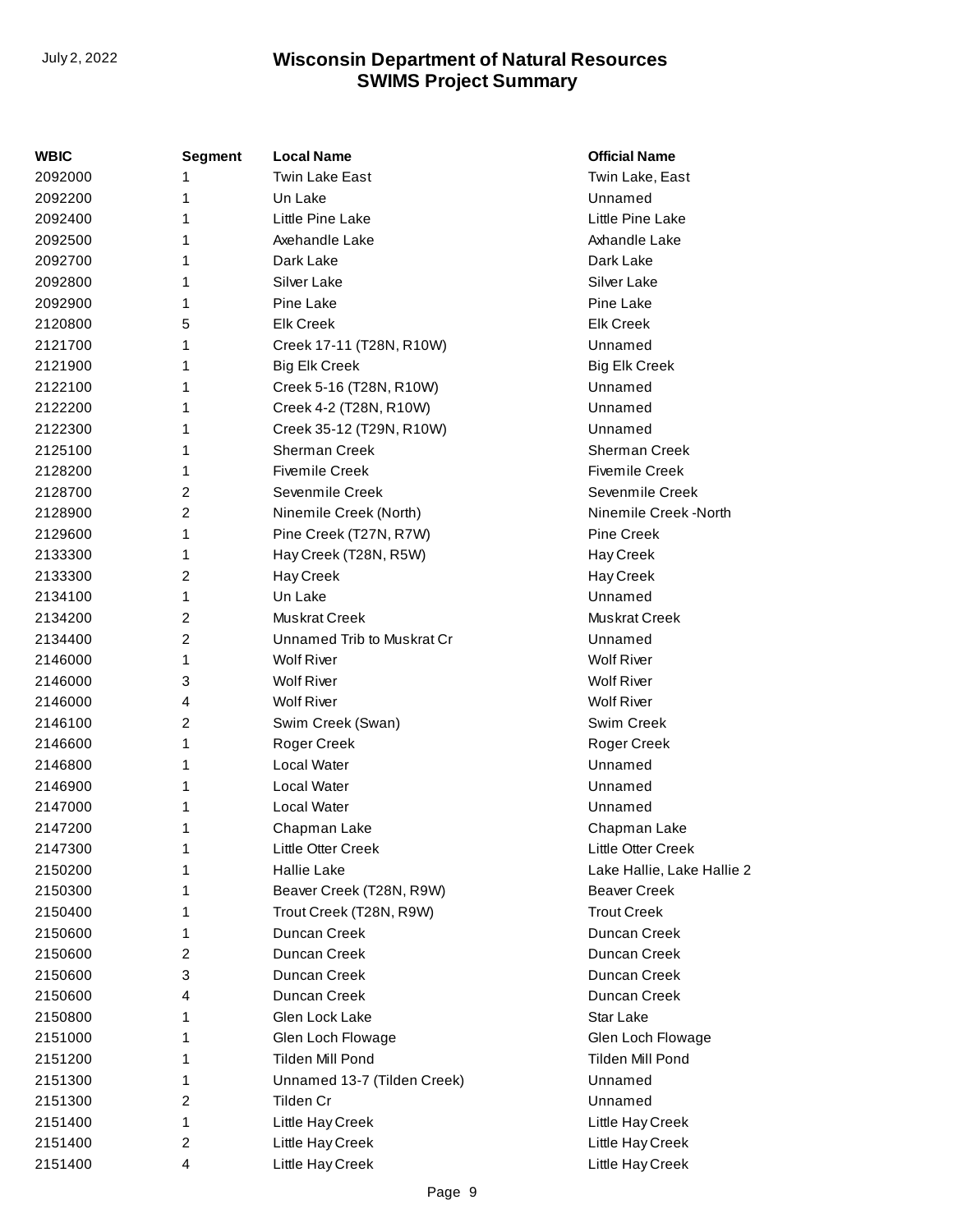| WBIC | Segment | Local Name | Official Name |
|---|---|---|---|
| 2092000 | 1 | Twin Lake East | Twin Lake, East |
| 2092200 | 1 | Un Lake | Unnamed |
| 2092400 | 1 | Little Pine Lake | Little Pine Lake |
| 2092500 | 1 | Axehandle Lake | Axhandle Lake |
| 2092700 | 1 | Dark Lake | Dark Lake |
| 2092800 | 1 | Silver Lake | Silver Lake |
| 2092900 | 1 | Pine Lake | Pine Lake |
| 2120800 | 5 | Elk Creek | Elk Creek |
| 2121700 | 1 | Creek 17-11 (T28N, R10W) | Unnamed |
| 2121900 | 1 | Big Elk Creek | Big Elk Creek |
| 2122100 | 1 | Creek 5-16 (T28N, R10W) | Unnamed |
| 2122200 | 1 | Creek 4-2 (T28N, R10W) | Unnamed |
| 2122300 | 1 | Creek 35-12 (T29N, R10W) | Unnamed |
| 2125100 | 1 | Sherman Creek | Sherman Creek |
| 2128200 | 1 | Fivemile Creek | Fivemile Creek |
| 2128700 | 2 | Sevenmile Creek | Sevenmile Creek |
| 2128900 | 2 | Ninemile Creek (North) | Ninemile Creek -North |
| 2129600 | 1 | Pine Creek (T27N, R7W) | Pine Creek |
| 2133300 | 1 | Hay Creek (T28N, R5W) | Hay Creek |
| 2133300 | 2 | Hay Creek | Hay Creek |
| 2134100 | 1 | Un Lake | Unnamed |
| 2134200 | 2 | Muskrat Creek | Muskrat Creek |
| 2134400 | 2 | Unnamed Trib to Muskrat Cr | Unnamed |
| 2146000 | 1 | Wolf River | Wolf River |
| 2146000 | 3 | Wolf River | Wolf River |
| 2146000 | 4 | Wolf River | Wolf River |
| 2146100 | 2 | Swim Creek (Swan) | Swim Creek |
| 2146600 | 1 | Roger Creek | Roger Creek |
| 2146800 | 1 | Local Water | Unnamed |
| 2146900 | 1 | Local Water | Unnamed |
| 2147000 | 1 | Local Water | Unnamed |
| 2147200 | 1 | Chapman Lake | Chapman Lake |
| 2147300 | 1 | Little Otter Creek | Little Otter Creek |
| 2150200 | 1 | Hallie Lake | Lake Hallie, Lake Hallie 2 |
| 2150300 | 1 | Beaver Creek (T28N, R9W) | Beaver Creek |
| 2150400 | 1 | Trout Creek (T28N, R9W) | Trout Creek |
| 2150600 | 1 | Duncan Creek | Duncan Creek |
| 2150600 | 2 | Duncan Creek | Duncan Creek |
| 2150600 | 3 | Duncan Creek | Duncan Creek |
| 2150600 | 4 | Duncan Creek | Duncan Creek |
| 2150800 | 1 | Glen Lock Lake | Star Lake |
| 2151000 | 1 | Glen Loch Flowage | Glen Loch Flowage |
| 2151200 | 1 | Tilden Mill Pond | Tilden Mill Pond |
| 2151300 | 1 | Unnamed 13-7 (Tilden Creek) | Unnamed |
| 2151300 | 2 | Tilden Cr | Unnamed |
| 2151400 | 1 | Little Hay Creek | Little Hay Creek |
| 2151400 | 2 | Little Hay Creek | Little Hay Creek |
| 2151400 | 4 | Little Hay Creek | Little Hay Creek |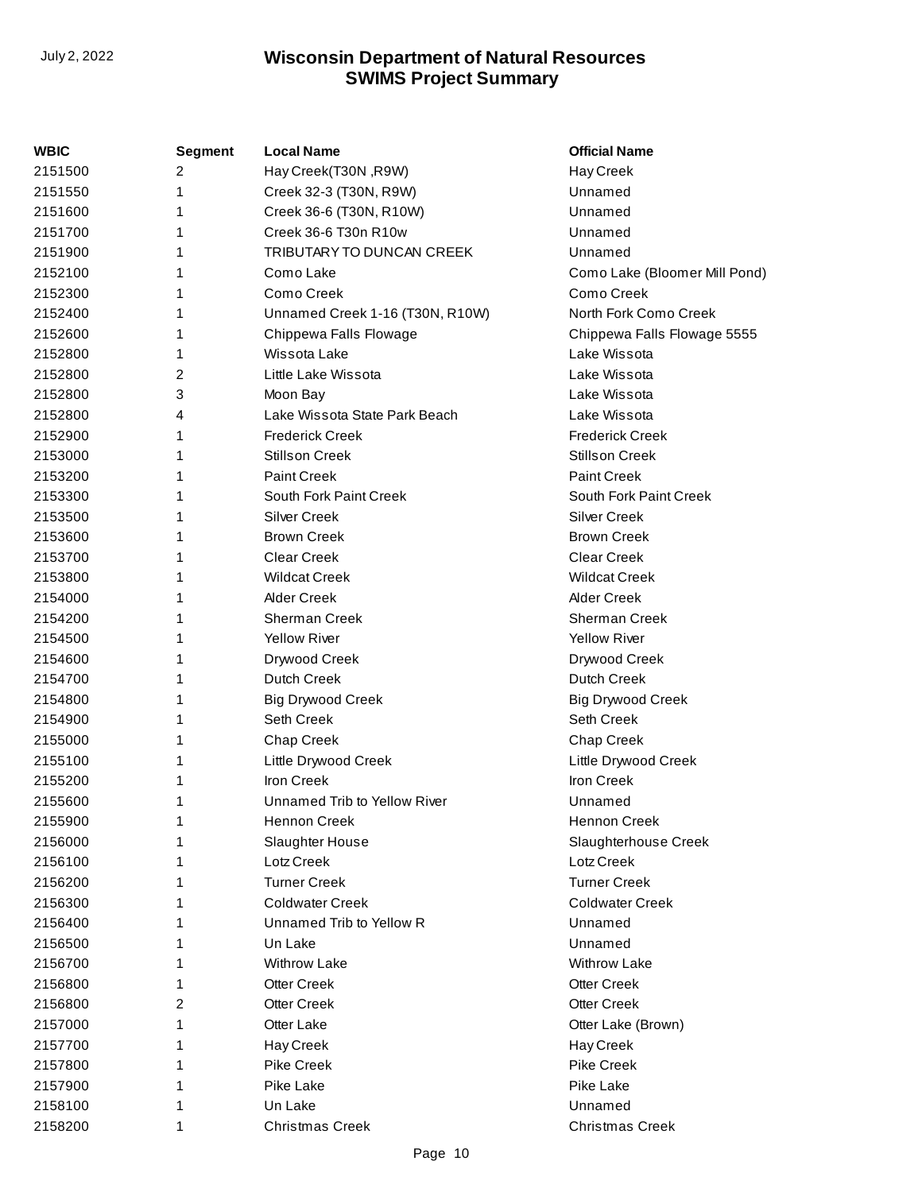| WBIC | Segment | Local Name | Official Name |
|---|---|---|---|
| 2151500 | 2 | Hay Creek(T30N ,R9W) | Hay Creek |
| 2151550 | 1 | Creek 32-3 (T30N, R9W) | Unnamed |
| 2151600 | 1 | Creek 36-6 (T30N, R10W) | Unnamed |
| 2151700 | 1 | Creek 36-6 T30n R10w | Unnamed |
| 2151900 | 1 | TRIBUTARY TO DUNCAN CREEK | Unnamed |
| 2152100 | 1 | Como Lake | Como Lake (Bloomer Mill Pond) |
| 2152300 | 1 | Como Creek | Como Creek |
| 2152400 | 1 | Unnamed Creek 1-16 (T30N, R10W) | North Fork Como Creek |
| 2152600 | 1 | Chippewa Falls Flowage | Chippewa Falls Flowage 5555 |
| 2152800 | 1 | Wissota Lake | Lake Wissota |
| 2152800 | 2 | Little Lake Wissota | Lake Wissota |
| 2152800 | 3 | Moon Bay | Lake Wissota |
| 2152800 | 4 | Lake Wissota State Park Beach | Lake Wissota |
| 2152900 | 1 | Frederick Creek | Frederick Creek |
| 2153000 | 1 | Stillson Creek | Stillson Creek |
| 2153200 | 1 | Paint Creek | Paint Creek |
| 2153300 | 1 | South Fork Paint Creek | South Fork Paint Creek |
| 2153500 | 1 | Silver Creek | Silver Creek |
| 2153600 | 1 | Brown Creek | Brown Creek |
| 2153700 | 1 | Clear Creek | Clear Creek |
| 2153800 | 1 | Wildcat Creek | Wildcat Creek |
| 2154000 | 1 | Alder Creek | Alder Creek |
| 2154200 | 1 | Sherman Creek | Sherman Creek |
| 2154500 | 1 | Yellow River | Yellow River |
| 2154600 | 1 | Drywood Creek | Drywood Creek |
| 2154700 | 1 | Dutch Creek | Dutch Creek |
| 2154800 | 1 | Big Drywood Creek | Big Drywood Creek |
| 2154900 | 1 | Seth Creek | Seth Creek |
| 2155000 | 1 | Chap Creek | Chap Creek |
| 2155100 | 1 | Little Drywood Creek | Little Drywood Creek |
| 2155200 | 1 | Iron Creek | Iron Creek |
| 2155600 | 1 | Unnamed Trib to Yellow River | Unnamed |
| 2155900 | 1 | Hennon Creek | Hennon Creek |
| 2156000 | 1 | Slaughter House | Slaughterhouse Creek |
| 2156100 | 1 | Lotz Creek | Lotz Creek |
| 2156200 | 1 | Turner Creek | Turner Creek |
| 2156300 | 1 | Coldwater Creek | Coldwater Creek |
| 2156400 | 1 | Unnamed Trib to Yellow R | Unnamed |
| 2156500 | 1 | Un Lake | Unnamed |
| 2156700 | 1 | Withrow Lake | Withrow Lake |
| 2156800 | 1 | Otter Creek | Otter Creek |
| 2156800 | 2 | Otter Creek | Otter Creek |
| 2157000 | 1 | Otter Lake | Otter Lake (Brown) |
| 2157700 | 1 | Hay Creek | Hay Creek |
| 2157800 | 1 | Pike Creek | Pike Creek |
| 2157900 | 1 | Pike Lake | Pike Lake |
| 2158100 | 1 | Un Lake | Unnamed |
| 2158200 | 1 | Christmas Creek | Christmas Creek |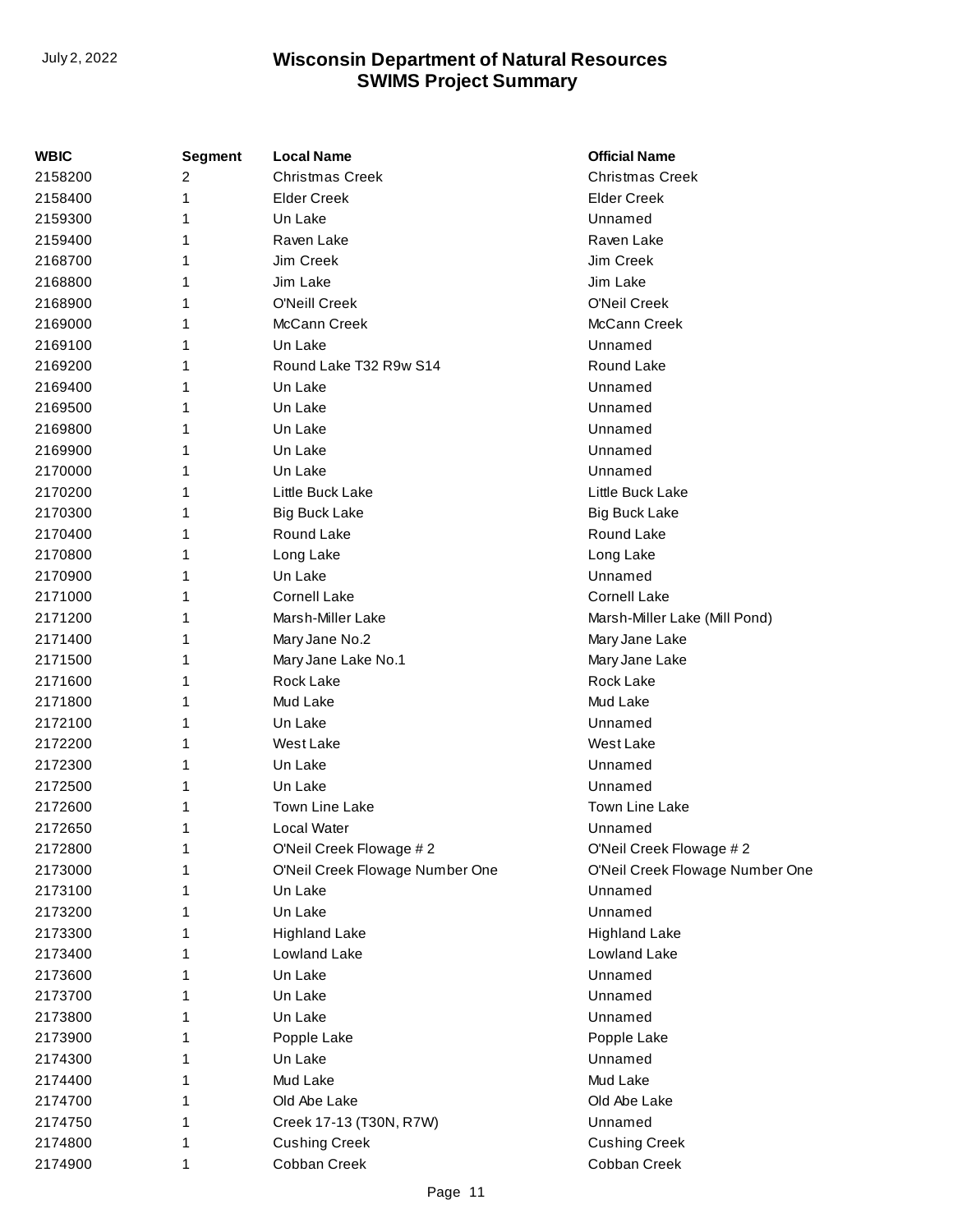| WBIC | Segment | Local Name | Official Name |
|---|---|---|---|
| 2158200 | 2 | Christmas Creek | Christmas Creek |
| 2158400 | 1 | Elder Creek | Elder Creek |
| 2159300 | 1 | Un Lake | Unnamed |
| 2159400 | 1 | Raven Lake | Raven Lake |
| 2168700 | 1 | Jim Creek | Jim Creek |
| 2168800 | 1 | Jim Lake | Jim Lake |
| 2168900 | 1 | O'Neill Creek | O'Neil Creek |
| 2169000 | 1 | McCann Creek | McCann Creek |
| 2169100 | 1 | Un Lake | Unnamed |
| 2169200 | 1 | Round Lake T32 R9w S14 | Round Lake |
| 2169400 | 1 | Un Lake | Unnamed |
| 2169500 | 1 | Un Lake | Unnamed |
| 2169800 | 1 | Un Lake | Unnamed |
| 2169900 | 1 | Un Lake | Unnamed |
| 2170000 | 1 | Un Lake | Unnamed |
| 2170200 | 1 | Little Buck Lake | Little Buck Lake |
| 2170300 | 1 | Big Buck Lake | Big Buck Lake |
| 2170400 | 1 | Round Lake | Round Lake |
| 2170800 | 1 | Long Lake | Long Lake |
| 2170900 | 1 | Un Lake | Unnamed |
| 2171000 | 1 | Cornell Lake | Cornell Lake |
| 2171200 | 1 | Marsh-Miller Lake | Marsh-Miller Lake (Mill Pond) |
| 2171400 | 1 | Mary Jane No.2 | Mary Jane Lake |
| 2171500 | 1 | Mary Jane Lake No.1 | Mary Jane Lake |
| 2171600 | 1 | Rock Lake | Rock Lake |
| 2171800 | 1 | Mud Lake | Mud Lake |
| 2172100 | 1 | Un Lake | Unnamed |
| 2172200 | 1 | West Lake | West Lake |
| 2172300 | 1 | Un Lake | Unnamed |
| 2172500 | 1 | Un Lake | Unnamed |
| 2172600 | 1 | Town Line Lake | Town Line Lake |
| 2172650 | 1 | Local Water | Unnamed |
| 2172800 | 1 | O'Neil Creek Flowage # 2 | O'Neil Creek Flowage # 2 |
| 2173000 | 1 | O'Neil Creek Flowage Number One | O'Neil Creek Flowage Number One |
| 2173100 | 1 | Un Lake | Unnamed |
| 2173200 | 1 | Un Lake | Unnamed |
| 2173300 | 1 | Highland Lake | Highland Lake |
| 2173400 | 1 | Lowland Lake | Lowland Lake |
| 2173600 | 1 | Un Lake | Unnamed |
| 2173700 | 1 | Un Lake | Unnamed |
| 2173800 | 1 | Un Lake | Unnamed |
| 2173900 | 1 | Popple Lake | Popple Lake |
| 2174300 | 1 | Un Lake | Unnamed |
| 2174400 | 1 | Mud Lake | Mud Lake |
| 2174700 | 1 | Old Abe Lake | Old Abe Lake |
| 2174750 | 1 | Creek 17-13 (T30N, R7W) | Unnamed |
| 2174800 | 1 | Cushing Creek | Cushing Creek |
| 2174900 | 1 | Cobban Creek | Cobban Creek |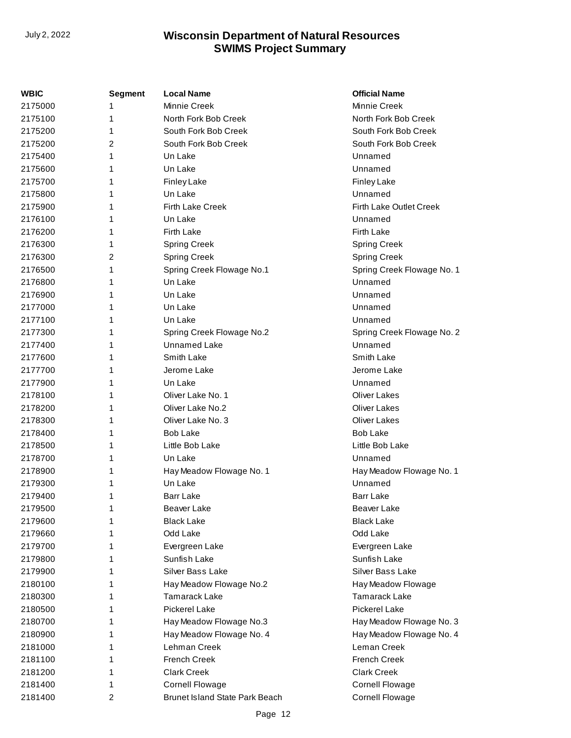| WBIC | Segment | Local Name | Official Name |
|---|---|---|---|
| 2175000 | 1 | Minnie Creek | Minnie Creek |
| 2175100 | 1 | North Fork Bob Creek | North Fork Bob Creek |
| 2175200 | 1 | South Fork Bob Creek | South Fork Bob Creek |
| 2175200 | 2 | South Fork Bob Creek | South Fork Bob Creek |
| 2175400 | 1 | Un Lake | Unnamed |
| 2175600 | 1 | Un Lake | Unnamed |
| 2175700 | 1 | Finley Lake | Finley Lake |
| 2175800 | 1 | Un Lake | Unnamed |
| 2175900 | 1 | Firth Lake Creek | Firth Lake Outlet Creek |
| 2176100 | 1 | Un Lake | Unnamed |
| 2176200 | 1 | Firth Lake | Firth Lake |
| 2176300 | 1 | Spring Creek | Spring Creek |
| 2176300 | 2 | Spring Creek | Spring Creek |
| 2176500 | 1 | Spring Creek Flowage No.1 | Spring Creek Flowage No. 1 |
| 2176800 | 1 | Un Lake | Unnamed |
| 2176900 | 1 | Un Lake | Unnamed |
| 2177000 | 1 | Un Lake | Unnamed |
| 2177100 | 1 | Un Lake | Unnamed |
| 2177300 | 1 | Spring Creek Flowage No.2 | Spring Creek Flowage No. 2 |
| 2177400 | 1 | Unnamed Lake | Unnamed |
| 2177600 | 1 | Smith Lake | Smith Lake |
| 2177700 | 1 | Jerome Lake | Jerome Lake |
| 2177900 | 1 | Un Lake | Unnamed |
| 2178100 | 1 | Oliver Lake No. 1 | Oliver Lakes |
| 2178200 | 1 | Oliver Lake No.2 | Oliver Lakes |
| 2178300 | 1 | Oliver Lake No. 3 | Oliver Lakes |
| 2178400 | 1 | Bob Lake | Bob Lake |
| 2178500 | 1 | Little Bob Lake | Little Bob Lake |
| 2178700 | 1 | Un Lake | Unnamed |
| 2178900 | 1 | Hay Meadow Flowage No. 1 | Hay Meadow Flowage No. 1 |
| 2179300 | 1 | Un Lake | Unnamed |
| 2179400 | 1 | Barr Lake | Barr Lake |
| 2179500 | 1 | Beaver Lake | Beaver Lake |
| 2179600 | 1 | Black Lake | Black Lake |
| 2179660 | 1 | Odd Lake | Odd Lake |
| 2179700 | 1 | Evergreen Lake | Evergreen Lake |
| 2179800 | 1 | Sunfish Lake | Sunfish Lake |
| 2179900 | 1 | Silver Bass Lake | Silver Bass Lake |
| 2180100 | 1 | Hay Meadow Flowage No.2 | Hay Meadow Flowage |
| 2180300 | 1 | Tamarack Lake | Tamarack Lake |
| 2180500 | 1 | Pickerel Lake | Pickerel Lake |
| 2180700 | 1 | Hay Meadow Flowage No.3 | Hay Meadow Flowage No. 3 |
| 2180900 | 1 | Hay Meadow Flowage No. 4 | Hay Meadow Flowage No. 4 |
| 2181000 | 1 | Lehman Creek | Leman Creek |
| 2181100 | 1 | French Creek | French Creek |
| 2181200 | 1 | Clark Creek | Clark Creek |
| 2181400 | 1 | Cornell Flowage | Cornell Flowage |
| 2181400 | 2 | Brunet Island State Park Beach | Cornell Flowage |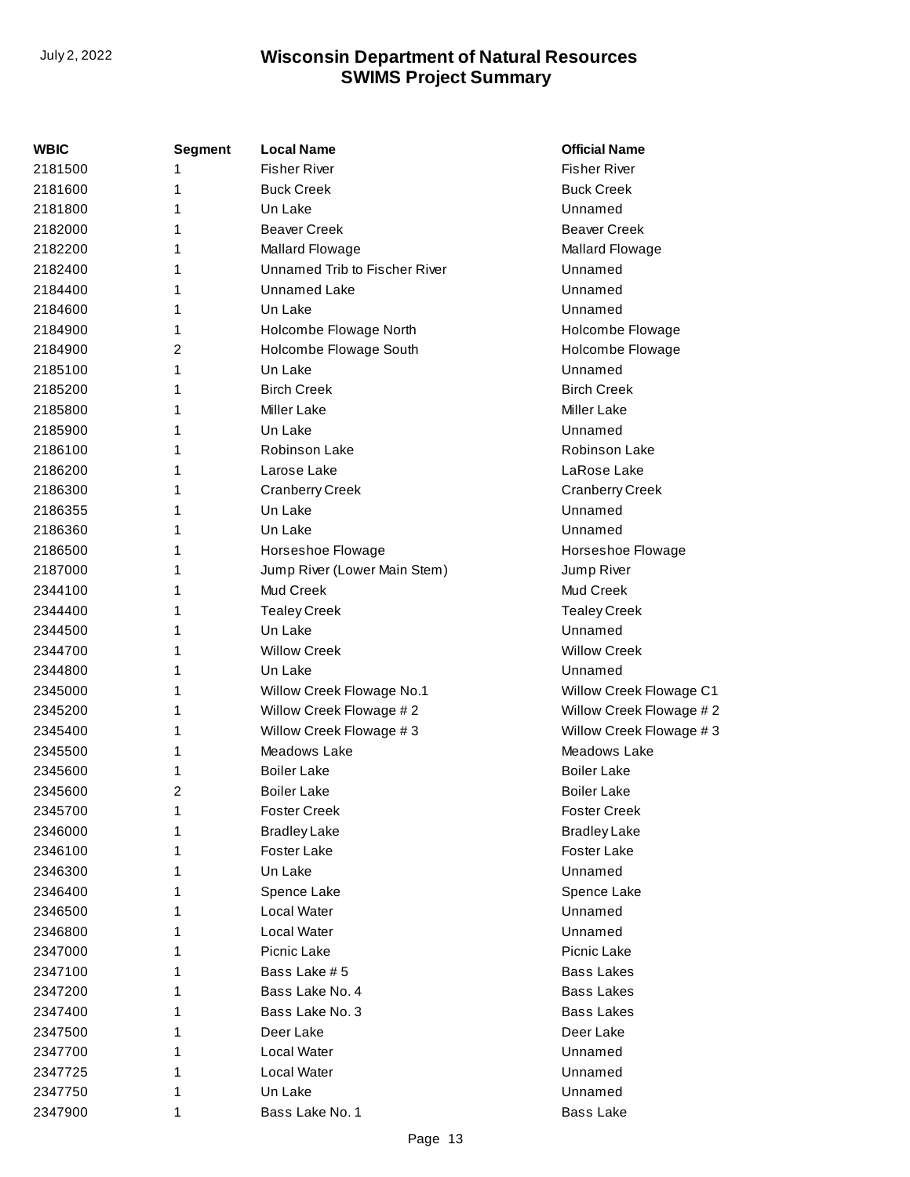| WBIC | Segment | Local Name | Official Name |
|---|---|---|---|
| 2181500 | 1 | Fisher River | Fisher River |
| 2181600 | 1 | Buck Creek | Buck Creek |
| 2181800 | 1 | Un Lake | Unnamed |
| 2182000 | 1 | Beaver Creek | Beaver Creek |
| 2182200 | 1 | Mallard Flowage | Mallard Flowage |
| 2182400 | 1 | Unnamed Trib to Fischer River | Unnamed |
| 2184400 | 1 | Unnamed Lake | Unnamed |
| 2184600 | 1 | Un Lake | Unnamed |
| 2184900 | 1 | Holcombe Flowage North | Holcombe Flowage |
| 2184900 | 2 | Holcombe Flowage South | Holcombe Flowage |
| 2185100 | 1 | Un Lake | Unnamed |
| 2185200 | 1 | Birch Creek | Birch Creek |
| 2185800 | 1 | Miller Lake | Miller Lake |
| 2185900 | 1 | Un Lake | Unnamed |
| 2186100 | 1 | Robinson Lake | Robinson Lake |
| 2186200 | 1 | Larose Lake | LaRose Lake |
| 2186300 | 1 | Cranberry Creek | Cranberry Creek |
| 2186355 | 1 | Un Lake | Unnamed |
| 2186360 | 1 | Un Lake | Unnamed |
| 2186500 | 1 | Horseshoe Flowage | Horseshoe Flowage |
| 2187000 | 1 | Jump River (Lower Main Stem) | Jump River |
| 2344100 | 1 | Mud Creek | Mud Creek |
| 2344400 | 1 | Tealey Creek | Tealey Creek |
| 2344500 | 1 | Un Lake | Unnamed |
| 2344700 | 1 | Willow Creek | Willow Creek |
| 2344800 | 1 | Un Lake | Unnamed |
| 2345000 | 1 | Willow Creek Flowage No.1 | Willow Creek Flowage C1 |
| 2345200 | 1 | Willow Creek Flowage # 2 | Willow Creek Flowage # 2 |
| 2345400 | 1 | Willow Creek Flowage # 3 | Willow Creek Flowage # 3 |
| 2345500 | 1 | Meadows Lake | Meadows Lake |
| 2345600 | 1 | Boiler Lake | Boiler Lake |
| 2345600 | 2 | Boiler Lake | Boiler Lake |
| 2345700 | 1 | Foster Creek | Foster Creek |
| 2346000 | 1 | Bradley Lake | Bradley Lake |
| 2346100 | 1 | Foster Lake | Foster Lake |
| 2346300 | 1 | Un Lake | Unnamed |
| 2346400 | 1 | Spence Lake | Spence Lake |
| 2346500 | 1 | Local Water | Unnamed |
| 2346800 | 1 | Local Water | Unnamed |
| 2347000 | 1 | Picnic Lake | Picnic Lake |
| 2347100 | 1 | Bass Lake # 5 | Bass Lakes |
| 2347200 | 1 | Bass Lake No. 4 | Bass Lakes |
| 2347400 | 1 | Bass Lake No. 3 | Bass Lakes |
| 2347500 | 1 | Deer Lake | Deer Lake |
| 2347700 | 1 | Local Water | Unnamed |
| 2347725 | 1 | Local Water | Unnamed |
| 2347750 | 1 | Un Lake | Unnamed |
| 2347900 | 1 | Bass Lake No. 1 | Bass Lake |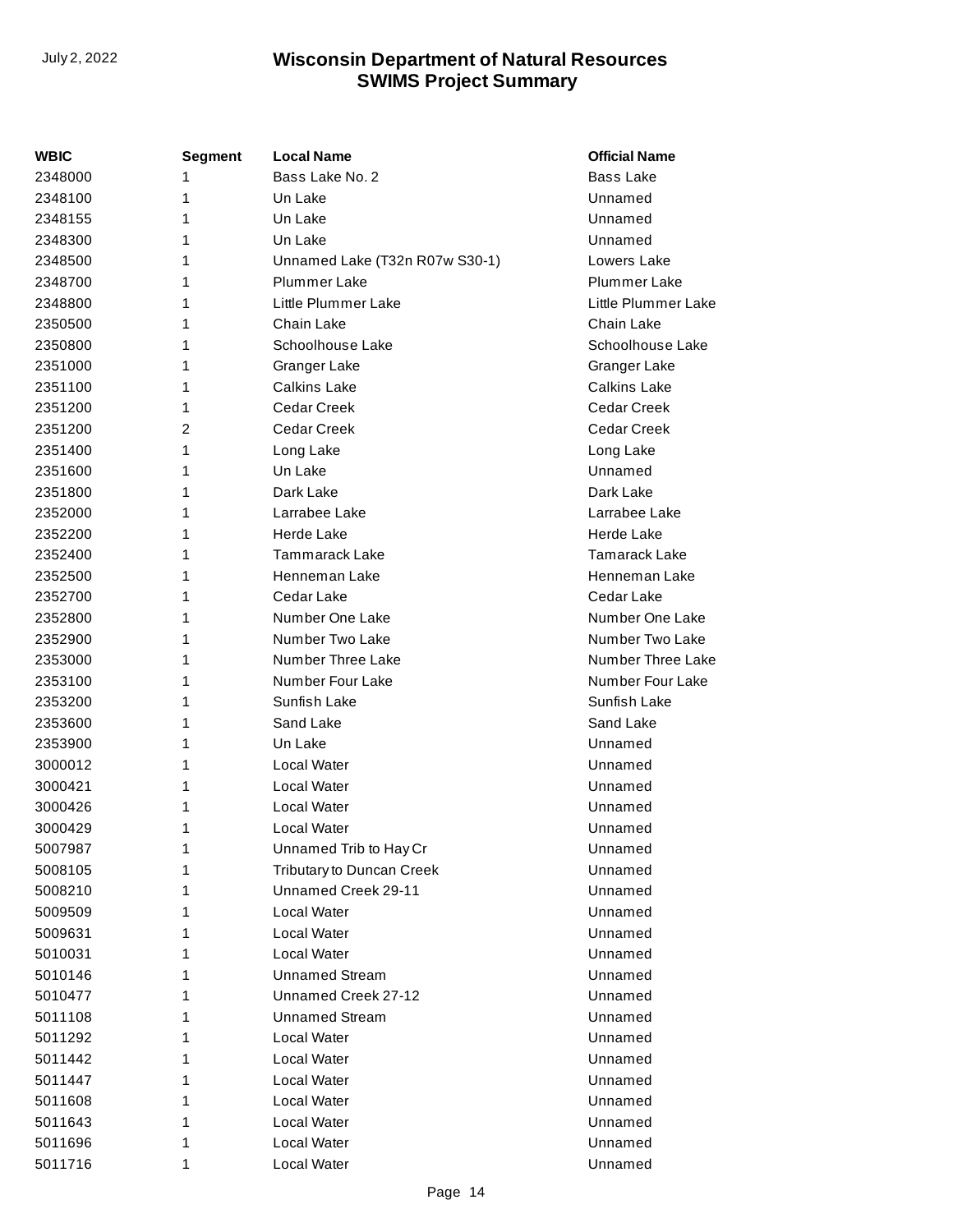| WBIC | Segment | Local Name | Official Name |
| --- | --- | --- | --- |
| 2348000 | 1 | Bass Lake No. 2 | Bass Lake |
| 2348100 | 1 | Un Lake | Unnamed |
| 2348155 | 1 | Un Lake | Unnamed |
| 2348300 | 1 | Un Lake | Unnamed |
| 2348500 | 1 | Unnamed Lake (T32n R07w S30-1) | Lowers Lake |
| 2348700 | 1 | Plummer Lake | Plummer Lake |
| 2348800 | 1 | Little Plummer Lake | Little Plummer Lake |
| 2350500 | 1 | Chain Lake | Chain Lake |
| 2350800 | 1 | Schoolhouse Lake | Schoolhouse Lake |
| 2351000 | 1 | Granger Lake | Granger Lake |
| 2351100 | 1 | Calkins Lake | Calkins Lake |
| 2351200 | 1 | Cedar Creek | Cedar Creek |
| 2351200 | 2 | Cedar Creek | Cedar Creek |
| 2351400 | 1 | Long Lake | Long Lake |
| 2351600 | 1 | Un Lake | Unnamed |
| 2351800 | 1 | Dark Lake | Dark Lake |
| 2352000 | 1 | Larrabee Lake | Larrabee Lake |
| 2352200 | 1 | Herde Lake | Herde Lake |
| 2352400 | 1 | Tammarack Lake | Tamarack Lake |
| 2352500 | 1 | Henneman Lake | Henneman Lake |
| 2352700 | 1 | Cedar Lake | Cedar Lake |
| 2352800 | 1 | Number One Lake | Number One Lake |
| 2352900 | 1 | Number Two Lake | Number Two Lake |
| 2353000 | 1 | Number Three Lake | Number Three Lake |
| 2353100 | 1 | Number Four Lake | Number Four Lake |
| 2353200 | 1 | Sunfish Lake | Sunfish Lake |
| 2353600 | 1 | Sand Lake | Sand Lake |
| 2353900 | 1 | Un Lake | Unnamed |
| 3000012 | 1 | Local Water | Unnamed |
| 3000421 | 1 | Local Water | Unnamed |
| 3000426 | 1 | Local Water | Unnamed |
| 3000429 | 1 | Local Water | Unnamed |
| 5007987 | 1 | Unnamed Trib to Hay Cr | Unnamed |
| 5008105 | 1 | Tributary to Duncan Creek | Unnamed |
| 5008210 | 1 | Unnamed Creek 29-11 | Unnamed |
| 5009509 | 1 | Local Water | Unnamed |
| 5009631 | 1 | Local Water | Unnamed |
| 5010031 | 1 | Local Water | Unnamed |
| 5010146 | 1 | Unnamed Stream | Unnamed |
| 5010477 | 1 | Unnamed Creek 27-12 | Unnamed |
| 5011108 | 1 | Unnamed Stream | Unnamed |
| 5011292 | 1 | Local Water | Unnamed |
| 5011442 | 1 | Local Water | Unnamed |
| 5011447 | 1 | Local Water | Unnamed |
| 5011608 | 1 | Local Water | Unnamed |
| 5011643 | 1 | Local Water | Unnamed |
| 5011696 | 1 | Local Water | Unnamed |
| 5011716 | 1 | Local Water | Unnamed |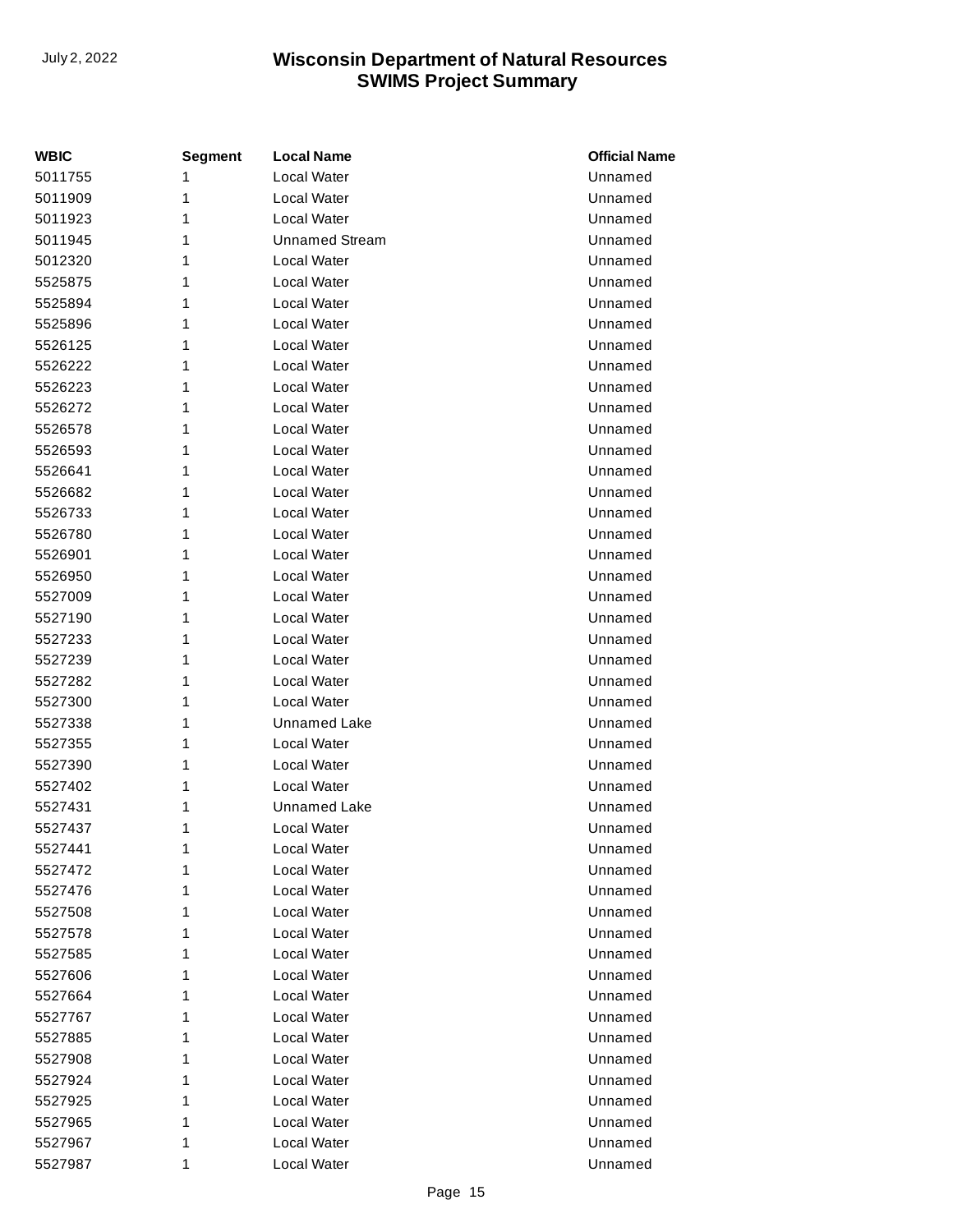| WBIC | Segment | Local Name | Official Name |
| --- | --- | --- | --- |
| 5011755 | 1 | Local Water | Unnamed |
| 5011909 | 1 | Local Water | Unnamed |
| 5011923 | 1 | Local Water | Unnamed |
| 5011945 | 1 | Unnamed Stream | Unnamed |
| 5012320 | 1 | Local Water | Unnamed |
| 5525875 | 1 | Local Water | Unnamed |
| 5525894 | 1 | Local Water | Unnamed |
| 5525896 | 1 | Local Water | Unnamed |
| 5526125 | 1 | Local Water | Unnamed |
| 5526222 | 1 | Local Water | Unnamed |
| 5526223 | 1 | Local Water | Unnamed |
| 5526272 | 1 | Local Water | Unnamed |
| 5526578 | 1 | Local Water | Unnamed |
| 5526593 | 1 | Local Water | Unnamed |
| 5526641 | 1 | Local Water | Unnamed |
| 5526682 | 1 | Local Water | Unnamed |
| 5526733 | 1 | Local Water | Unnamed |
| 5526780 | 1 | Local Water | Unnamed |
| 5526901 | 1 | Local Water | Unnamed |
| 5526950 | 1 | Local Water | Unnamed |
| 5527009 | 1 | Local Water | Unnamed |
| 5527190 | 1 | Local Water | Unnamed |
| 5527233 | 1 | Local Water | Unnamed |
| 5527239 | 1 | Local Water | Unnamed |
| 5527282 | 1 | Local Water | Unnamed |
| 5527300 | 1 | Local Water | Unnamed |
| 5527338 | 1 | Unnamed Lake | Unnamed |
| 5527355 | 1 | Local Water | Unnamed |
| 5527390 | 1 | Local Water | Unnamed |
| 5527402 | 1 | Local Water | Unnamed |
| 5527431 | 1 | Unnamed Lake | Unnamed |
| 5527437 | 1 | Local Water | Unnamed |
| 5527441 | 1 | Local Water | Unnamed |
| 5527472 | 1 | Local Water | Unnamed |
| 5527476 | 1 | Local Water | Unnamed |
| 5527508 | 1 | Local Water | Unnamed |
| 5527578 | 1 | Local Water | Unnamed |
| 5527585 | 1 | Local Water | Unnamed |
| 5527606 | 1 | Local Water | Unnamed |
| 5527664 | 1 | Local Water | Unnamed |
| 5527767 | 1 | Local Water | Unnamed |
| 5527885 | 1 | Local Water | Unnamed |
| 5527908 | 1 | Local Water | Unnamed |
| 5527924 | 1 | Local Water | Unnamed |
| 5527925 | 1 | Local Water | Unnamed |
| 5527965 | 1 | Local Water | Unnamed |
| 5527967 | 1 | Local Water | Unnamed |
| 5527987 | 1 | Local Water | Unnamed |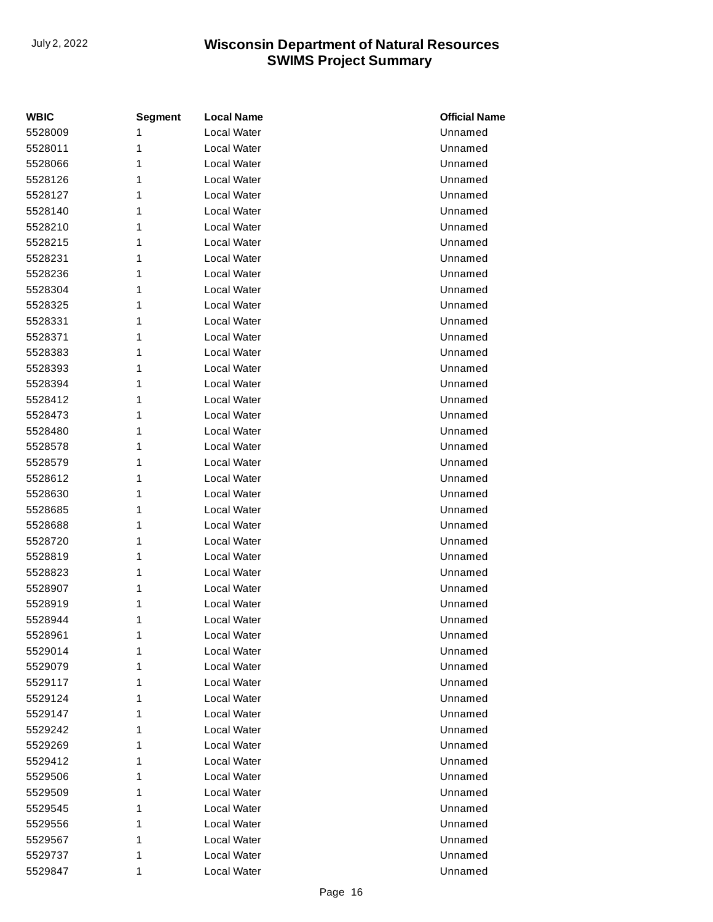| WBIC | Segment | Local Name | Official Name |
|---|---|---|---|
| 5528009 | 1 | Local Water | Unnamed |
| 5528011 | 1 | Local Water | Unnamed |
| 5528066 | 1 | Local Water | Unnamed |
| 5528126 | 1 | Local Water | Unnamed |
| 5528127 | 1 | Local Water | Unnamed |
| 5528140 | 1 | Local Water | Unnamed |
| 5528210 | 1 | Local Water | Unnamed |
| 5528215 | 1 | Local Water | Unnamed |
| 5528231 | 1 | Local Water | Unnamed |
| 5528236 | 1 | Local Water | Unnamed |
| 5528304 | 1 | Local Water | Unnamed |
| 5528325 | 1 | Local Water | Unnamed |
| 5528331 | 1 | Local Water | Unnamed |
| 5528371 | 1 | Local Water | Unnamed |
| 5528383 | 1 | Local Water | Unnamed |
| 5528393 | 1 | Local Water | Unnamed |
| 5528394 | 1 | Local Water | Unnamed |
| 5528412 | 1 | Local Water | Unnamed |
| 5528473 | 1 | Local Water | Unnamed |
| 5528480 | 1 | Local Water | Unnamed |
| 5528578 | 1 | Local Water | Unnamed |
| 5528579 | 1 | Local Water | Unnamed |
| 5528612 | 1 | Local Water | Unnamed |
| 5528630 | 1 | Local Water | Unnamed |
| 5528685 | 1 | Local Water | Unnamed |
| 5528688 | 1 | Local Water | Unnamed |
| 5528720 | 1 | Local Water | Unnamed |
| 5528819 | 1 | Local Water | Unnamed |
| 5528823 | 1 | Local Water | Unnamed |
| 5528907 | 1 | Local Water | Unnamed |
| 5528919 | 1 | Local Water | Unnamed |
| 5528944 | 1 | Local Water | Unnamed |
| 5528961 | 1 | Local Water | Unnamed |
| 5529014 | 1 | Local Water | Unnamed |
| 5529079 | 1 | Local Water | Unnamed |
| 5529117 | 1 | Local Water | Unnamed |
| 5529124 | 1 | Local Water | Unnamed |
| 5529147 | 1 | Local Water | Unnamed |
| 5529242 | 1 | Local Water | Unnamed |
| 5529269 | 1 | Local Water | Unnamed |
| 5529412 | 1 | Local Water | Unnamed |
| 5529506 | 1 | Local Water | Unnamed |
| 5529509 | 1 | Local Water | Unnamed |
| 5529545 | 1 | Local Water | Unnamed |
| 5529556 | 1 | Local Water | Unnamed |
| 5529567 | 1 | Local Water | Unnamed |
| 5529737 | 1 | Local Water | Unnamed |
| 5529847 | 1 | Local Water | Unnamed |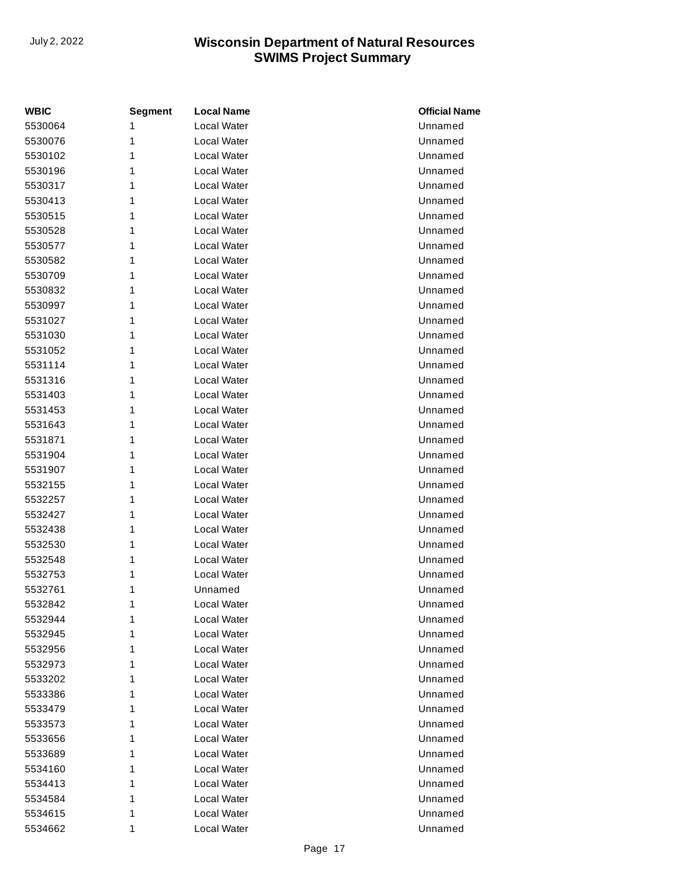| WBIC | Segment | Local Name | Official Name |
| --- | --- | --- | --- |
| 5530064 | 1 | Local Water | Unnamed |
| 5530076 | 1 | Local Water | Unnamed |
| 5530102 | 1 | Local Water | Unnamed |
| 5530196 | 1 | Local Water | Unnamed |
| 5530317 | 1 | Local Water | Unnamed |
| 5530413 | 1 | Local Water | Unnamed |
| 5530515 | 1 | Local Water | Unnamed |
| 5530528 | 1 | Local Water | Unnamed |
| 5530577 | 1 | Local Water | Unnamed |
| 5530582 | 1 | Local Water | Unnamed |
| 5530709 | 1 | Local Water | Unnamed |
| 5530832 | 1 | Local Water | Unnamed |
| 5530997 | 1 | Local Water | Unnamed |
| 5531027 | 1 | Local Water | Unnamed |
| 5531030 | 1 | Local Water | Unnamed |
| 5531052 | 1 | Local Water | Unnamed |
| 5531114 | 1 | Local Water | Unnamed |
| 5531316 | 1 | Local Water | Unnamed |
| 5531403 | 1 | Local Water | Unnamed |
| 5531453 | 1 | Local Water | Unnamed |
| 5531643 | 1 | Local Water | Unnamed |
| 5531871 | 1 | Local Water | Unnamed |
| 5531904 | 1 | Local Water | Unnamed |
| 5531907 | 1 | Local Water | Unnamed |
| 5532155 | 1 | Local Water | Unnamed |
| 5532257 | 1 | Local Water | Unnamed |
| 5532427 | 1 | Local Water | Unnamed |
| 5532438 | 1 | Local Water | Unnamed |
| 5532530 | 1 | Local Water | Unnamed |
| 5532548 | 1 | Local Water | Unnamed |
| 5532753 | 1 | Local Water | Unnamed |
| 5532761 | 1 | Unnamed | Unnamed |
| 5532842 | 1 | Local Water | Unnamed |
| 5532944 | 1 | Local Water | Unnamed |
| 5532945 | 1 | Local Water | Unnamed |
| 5532956 | 1 | Local Water | Unnamed |
| 5532973 | 1 | Local Water | Unnamed |
| 5533202 | 1 | Local Water | Unnamed |
| 5533386 | 1 | Local Water | Unnamed |
| 5533479 | 1 | Local Water | Unnamed |
| 5533573 | 1 | Local Water | Unnamed |
| 5533656 | 1 | Local Water | Unnamed |
| 5533689 | 1 | Local Water | Unnamed |
| 5534160 | 1 | Local Water | Unnamed |
| 5534413 | 1 | Local Water | Unnamed |
| 5534584 | 1 | Local Water | Unnamed |
| 5534615 | 1 | Local Water | Unnamed |
| 5534662 | 1 | Local Water | Unnamed |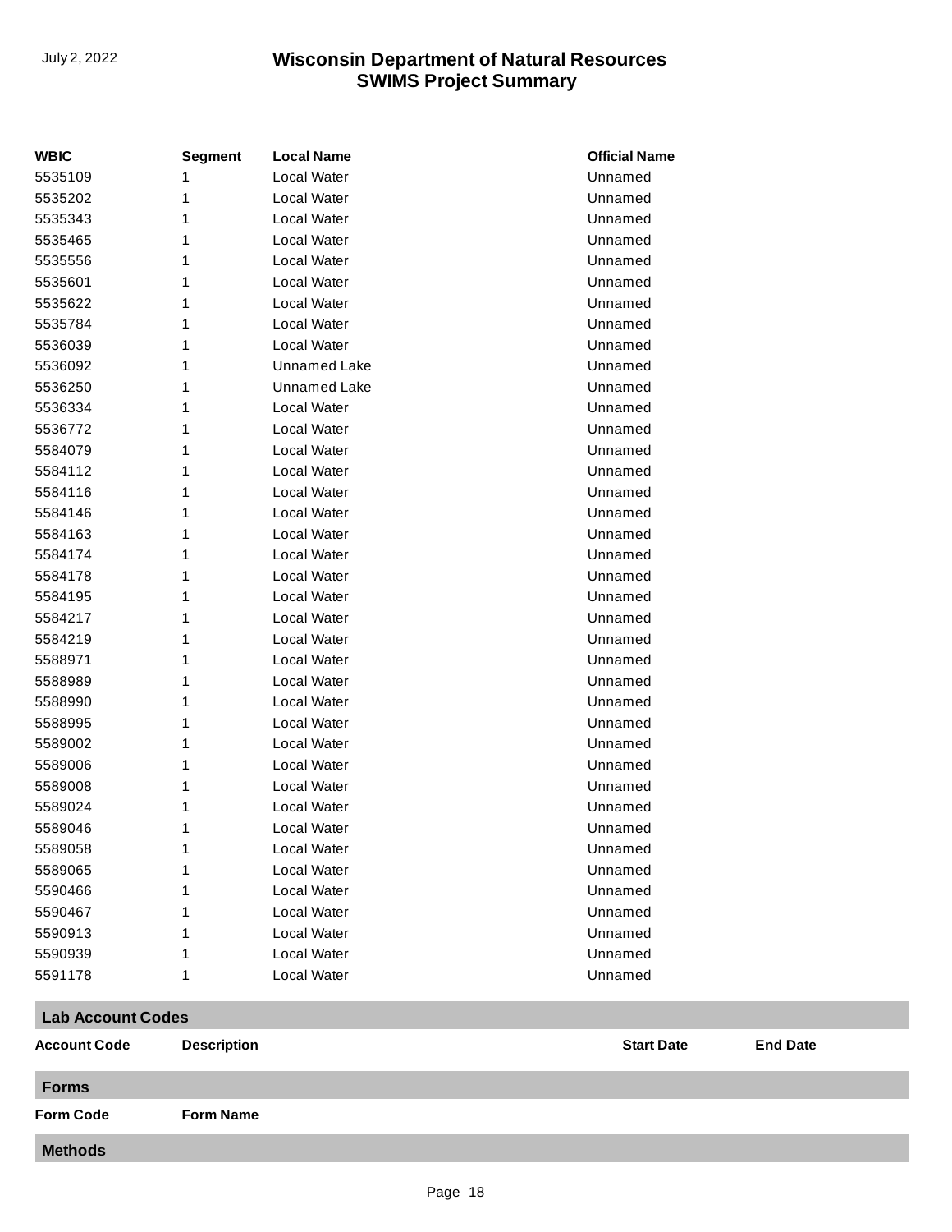| WBIC | Segment | Local Name | Official Name |
|---|---|---|---|
| 5535109 | 1 | Local Water | Unnamed |
| 5535202 | 1 | Local Water | Unnamed |
| 5535343 | 1 | Local Water | Unnamed |
| 5535465 | 1 | Local Water | Unnamed |
| 5535556 | 1 | Local Water | Unnamed |
| 5535601 | 1 | Local Water | Unnamed |
| 5535622 | 1 | Local Water | Unnamed |
| 5535784 | 1 | Local Water | Unnamed |
| 5536039 | 1 | Local Water | Unnamed |
| 5536092 | 1 | Unnamed Lake | Unnamed |
| 5536250 | 1 | Unnamed Lake | Unnamed |
| 5536334 | 1 | Local Water | Unnamed |
| 5536772 | 1 | Local Water | Unnamed |
| 5584079 | 1 | Local Water | Unnamed |
| 5584112 | 1 | Local Water | Unnamed |
| 5584116 | 1 | Local Water | Unnamed |
| 5584146 | 1 | Local Water | Unnamed |
| 5584163 | 1 | Local Water | Unnamed |
| 5584174 | 1 | Local Water | Unnamed |
| 5584178 | 1 | Local Water | Unnamed |
| 5584195 | 1 | Local Water | Unnamed |
| 5584217 | 1 | Local Water | Unnamed |
| 5584219 | 1 | Local Water | Unnamed |
| 5588971 | 1 | Local Water | Unnamed |
| 5588989 | 1 | Local Water | Unnamed |
| 5588990 | 1 | Local Water | Unnamed |
| 5588995 | 1 | Local Water | Unnamed |
| 5589002 | 1 | Local Water | Unnamed |
| 5589006 | 1 | Local Water | Unnamed |
| 5589008 | 1 | Local Water | Unnamed |
| 5589024 | 1 | Local Water | Unnamed |
| 5589046 | 1 | Local Water | Unnamed |
| 5589058 | 1 | Local Water | Unnamed |
| 5589065 | 1 | Local Water | Unnamed |
| 5590466 | 1 | Local Water | Unnamed |
| 5590467 | 1 | Local Water | Unnamed |
| 5590913 | 1 | Local Water | Unnamed |
| 5590939 | 1 | Local Water | Unnamed |
| 5591178 | 1 | Local Water | Unnamed |

## Lab Account Codes

| Account Code | Description | Start Date | End Date |
|---|---|---|---|

## Forms

| Form Code | Form Name |
|---|---|

## Methods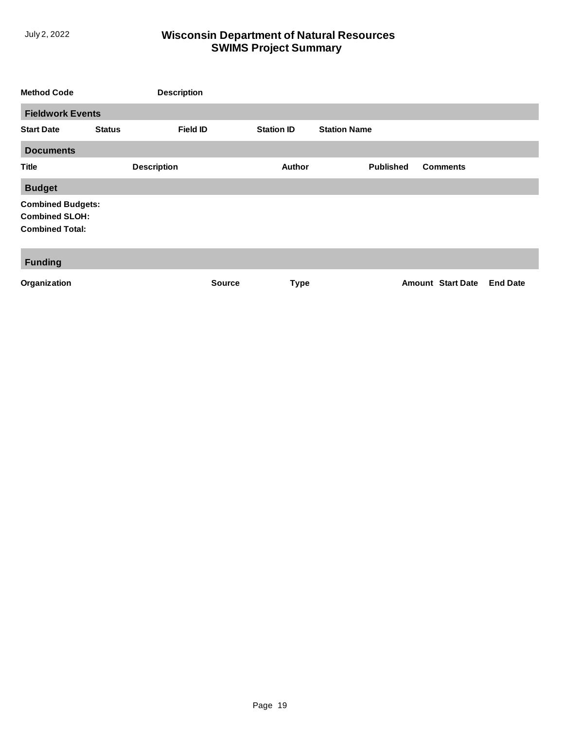| Method Code | Description |
|---|---|

## Fieldwork Events

| Start Date | Status | Field ID | Station ID | Station Name |
|---|---|---|---|---|

## Documents

| Title | Description | Author | Published | Comments |
|---|---|---|---|---|

## Budget

**Combined Budgets:**
**Combined SLOH:**
**Combined Total:**

## Funding

| Organization | Source | Type | Amount | Start Date | End Date |
|---|---|---|---|---|---|